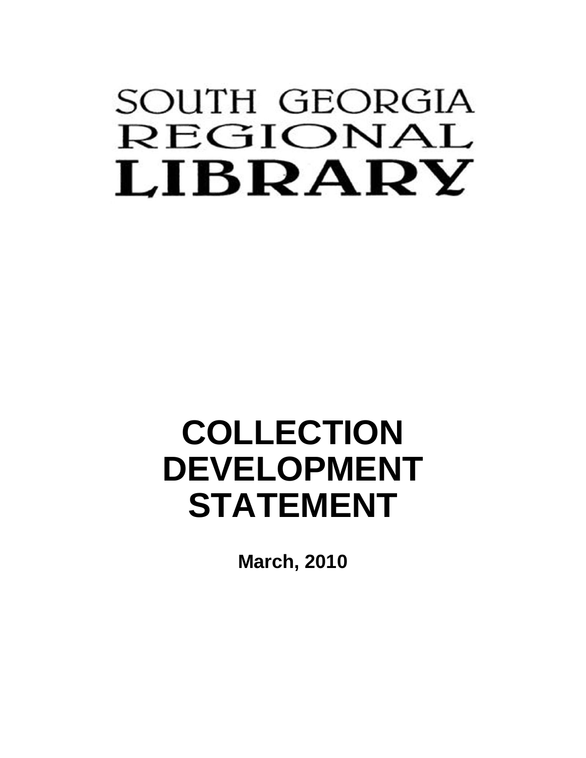# SOUTH GEORGIA REGIONAL LIBRARY

# COLLECTION DEVELOPMENT STATEMENT

**March, 2010**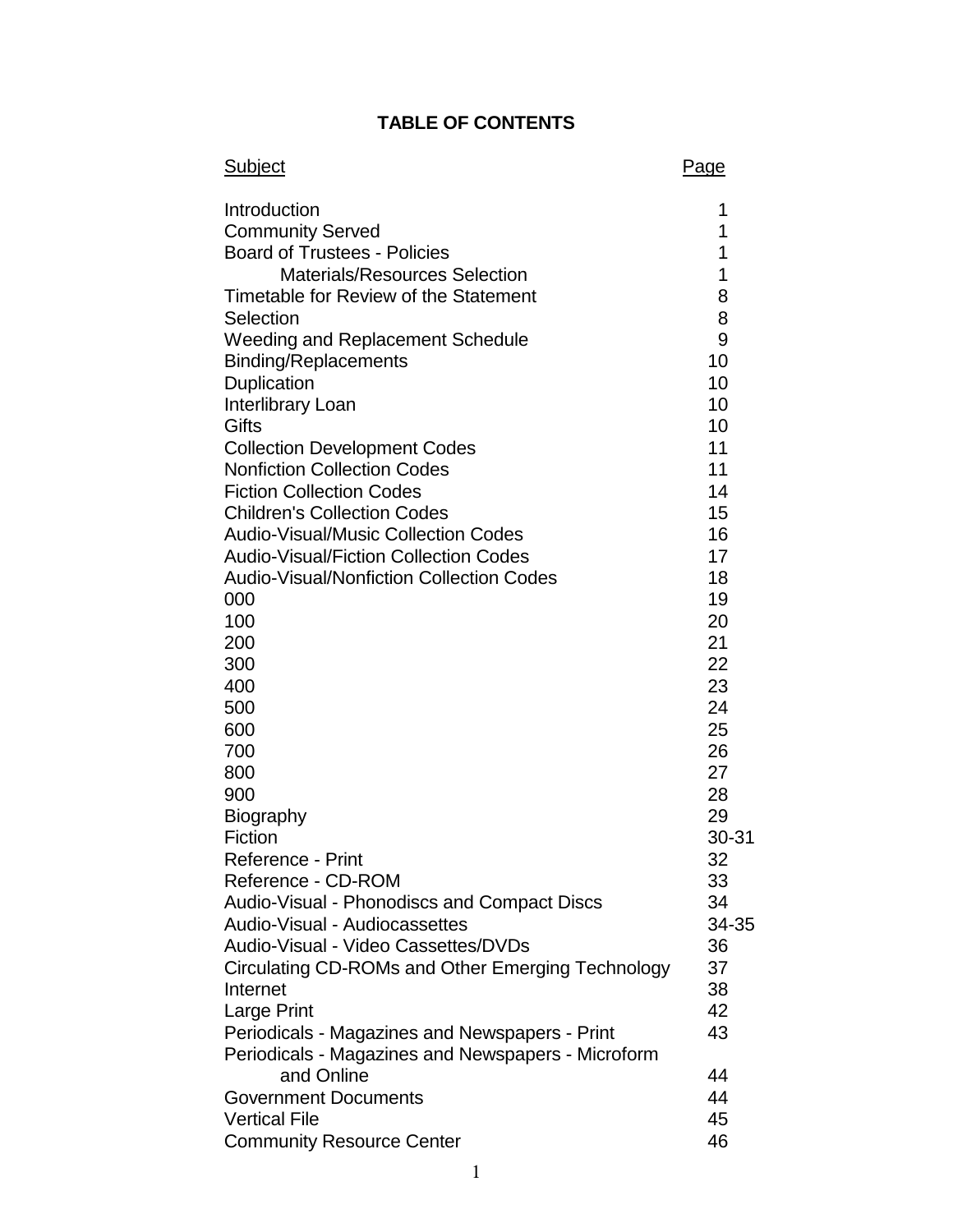# TABLE OF CONTENTS

| Subject | Page |
| --- | --- |
| Introduction | 1 |
| Community Served | 1 |
| Board of Trustees - Policies | 1 |
| Materials/Resources Selection | 1 |
| Timetable for Review of the Statement | 8 |
| Selection | 8 |
| Weeding and Replacement Schedule | 9 |
| Binding/Replacements | 10 |
| Duplication | 10 |
| Interlibrary Loan | 10 |
| Gifts | 10 |
| Collection Development Codes | 11 |
| Nonfiction Collection Codes | 11 |
| Fiction Collection Codes | 14 |
| Children's Collection Codes | 15 |
| Audio-Visual/Music Collection Codes | 16 |
| Audio-Visual/Fiction Collection Codes | 17 |
| Audio-Visual/Nonfiction Collection Codes | 18 |
| 000 | 19 |
| 100 | 20 |
| 200 | 21 |
| 300 | 22 |
| 400 | 23 |
| 500 | 24 |
| 600 | 25 |
| 700 | 26 |
| 800 | 27 |
| 900 | 28 |
| Biography | 29 |
| Fiction | 30-31 |
| Reference - Print | 32 |
| Reference - CD-ROM | 33 |
| Audio-Visual - Phonodiscs and Compact Discs | 34 |
| Audio-Visual - Audiocassettes | 34-35 |
| Audio-Visual - Video Cassettes/DVDs | 36 |
| Circulating CD-ROMs and Other Emerging Technology | 37 |
| Internet | 38 |
| Large Print | 42 |
| Periodicals - Magazines and Newspapers - Print | 43 |
| Periodicals - Magazines and Newspapers - Microform and Online | 44 |
| Government Documents | 44 |
| Vertical File | 45 |
| Community Resource Center | 46 |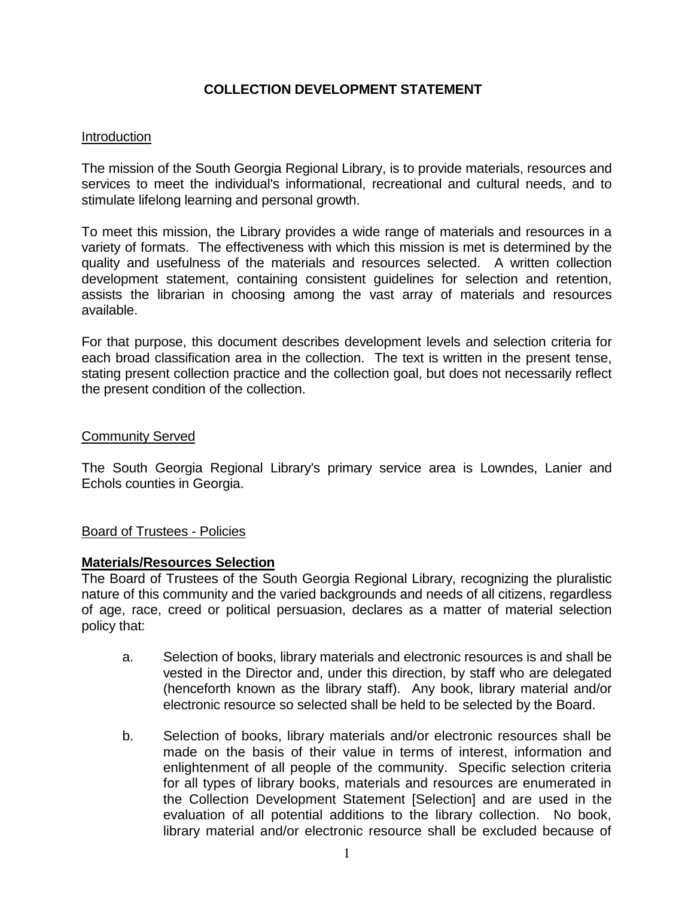# COLLECTION DEVELOPMENT STATEMENT

## Introduction

The mission of the South Georgia Regional Library, is to provide materials, resources and services to meet the individual's informational, recreational and cultural needs, and to stimulate lifelong learning and personal growth.

To meet this mission, the Library provides a wide range of materials and resources in a variety of formats. The effectiveness with which this mission is met is determined by the quality and usefulness of the materials and resources selected. A written collection development statement, containing consistent guidelines for selection and retention, assists the librarian in choosing among the vast array of materials and resources available.

For that purpose, this document describes development levels and selection criteria for each broad classification area in the collection. The text is written in the present tense, stating present collection practice and the collection goal, but does not necessarily reflect the present condition of the collection.

## Community Served

The South Georgia Regional Library's primary service area is Lowndes, Lanier and Echols counties in Georgia.

## Board of Trustees - Policies

### **Materials/Resources Selection**

The Board of Trustees of the South Georgia Regional Library, recognizing the pluralistic nature of this community and the varied backgrounds and needs of all citizens, regardless of age, race, creed or political persuasion, declares as a matter of material selection policy that:

a. Selection of books, library materials and electronic resources is and shall be vested in the Director and, under this direction, by staff who are delegated (henceforth known as the library staff). Any book, library material and/or electronic resource so selected shall be held to be selected by the Board.

b. Selection of books, library materials and/or electronic resources shall be made on the basis of their value in terms of interest, information and enlightenment of all people of the community. Specific selection criteria for all types of library books, materials and resources are enumerated in the Collection Development Statement [Selection] and are used in the evaluation of all potential additions to the library collection. No book, library material and/or electronic resource shall be excluded because of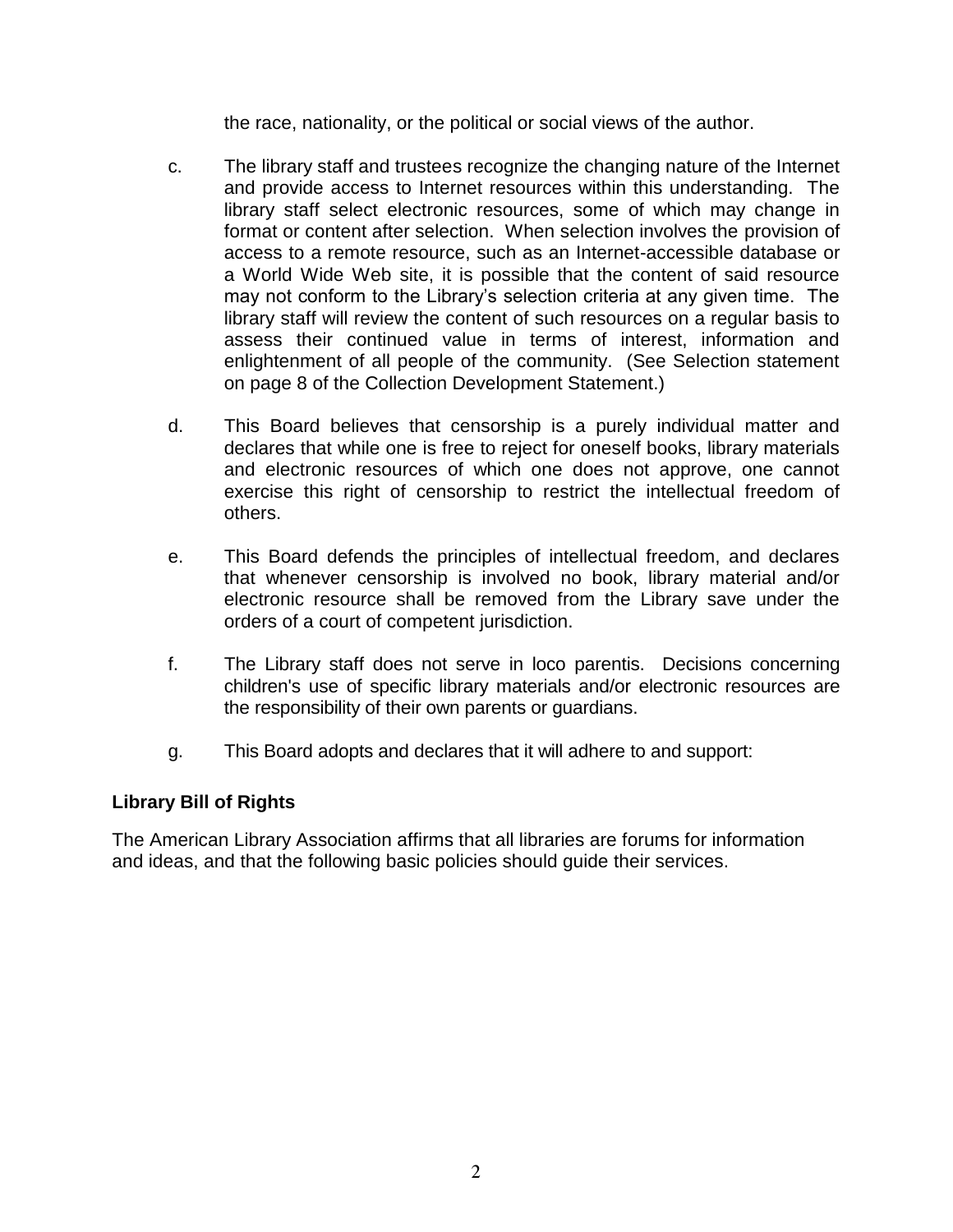the race, nationality, or the political or social views of the author.

c. The library staff and trustees recognize the changing nature of the Internet and provide access to Internet resources within this understanding. The library staff select electronic resources, some of which may change in format or content after selection. When selection involves the provision of access to a remote resource, such as an Internet-accessible database or a World Wide Web site, it is possible that the content of said resource may not conform to the Library's selection criteria at any given time. The library staff will review the content of such resources on a regular basis to assess their continued value in terms of interest, information and enlightenment of all people of the community. (See Selection statement on page 8 of the Collection Development Statement.)

d. This Board believes that censorship is a purely individual matter and declares that while one is free to reject for oneself books, library materials and electronic resources of which one does not approve, one cannot exercise this right of censorship to restrict the intellectual freedom of others.

e. This Board defends the principles of intellectual freedom, and declares that whenever censorship is involved no book, library material and/or electronic resource shall be removed from the Library save under the orders of a court of competent jurisdiction.

f. The Library staff does not serve in loco parentis. Decisions concerning children's use of specific library materials and/or electronic resources are the responsibility of their own parents or guardians.

g. This Board adopts and declares that it will adhere to and support:

**Library Bill of Rights**

The American Library Association affirms that all libraries are forums for information and ideas, and that the following basic policies should guide their services.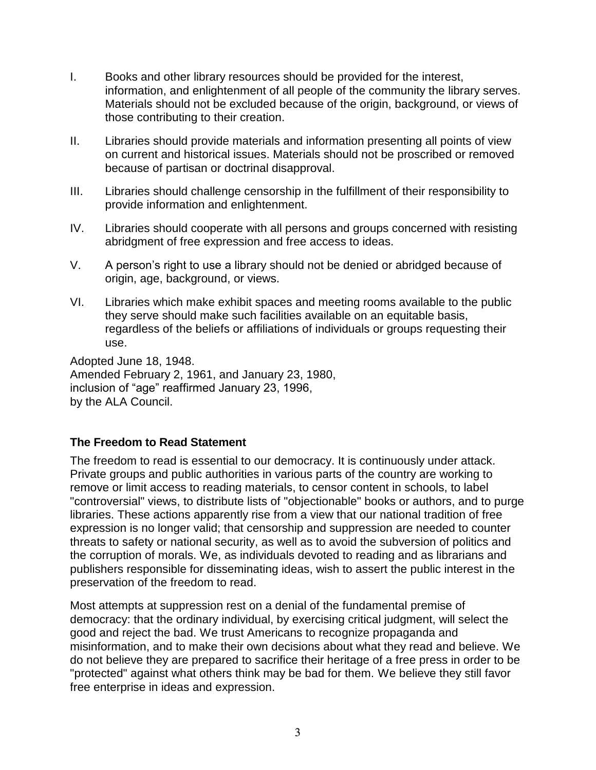I. Books and other library resources should be provided for the interest, information, and enlightenment of all people of the community the library serves. Materials should not be excluded because of the origin, background, or views of those contributing to their creation.

II. Libraries should provide materials and information presenting all points of view on current and historical issues. Materials should not be proscribed or removed because of partisan or doctrinal disapproval.

III. Libraries should challenge censorship in the fulfillment of their responsibility to provide information and enlightenment.

IV. Libraries should cooperate with all persons and groups concerned with resisting abridgment of free expression and free access to ideas.

V. A person's right to use a library should not be denied or abridged because of origin, age, background, or views.

VI. Libraries which make exhibit spaces and meeting rooms available to the public they serve should make such facilities available on an equitable basis, regardless of the beliefs or affiliations of individuals or groups requesting their use.

Adopted June 18, 1948.
Amended February 2, 1961, and January 23, 1980,
inclusion of "age" reaffirmed January 23, 1996,
by the ALA Council.

### The Freedom to Read Statement

The freedom to read is essential to our democracy. It is continuously under attack. Private groups and public authorities in various parts of the country are working to remove or limit access to reading materials, to censor content in schools, to label "controversial" views, to distribute lists of "objectionable" books or authors, and to purge libraries. These actions apparently rise from a view that our national tradition of free expression is no longer valid; that censorship and suppression are needed to counter threats to safety or national security, as well as to avoid the subversion of politics and the corruption of morals. We, as individuals devoted to reading and as librarians and publishers responsible for disseminating ideas, wish to assert the public interest in the preservation of the freedom to read.

Most attempts at suppression rest on a denial of the fundamental premise of democracy: that the ordinary individual, by exercising critical judgment, will select the good and reject the bad. We trust Americans to recognize propaganda and misinformation, and to make their own decisions about what they read and believe. We do not believe they are prepared to sacrifice their heritage of a free press in order to be "protected" against what others think may be bad for them. We believe they still favor free enterprise in ideas and expression.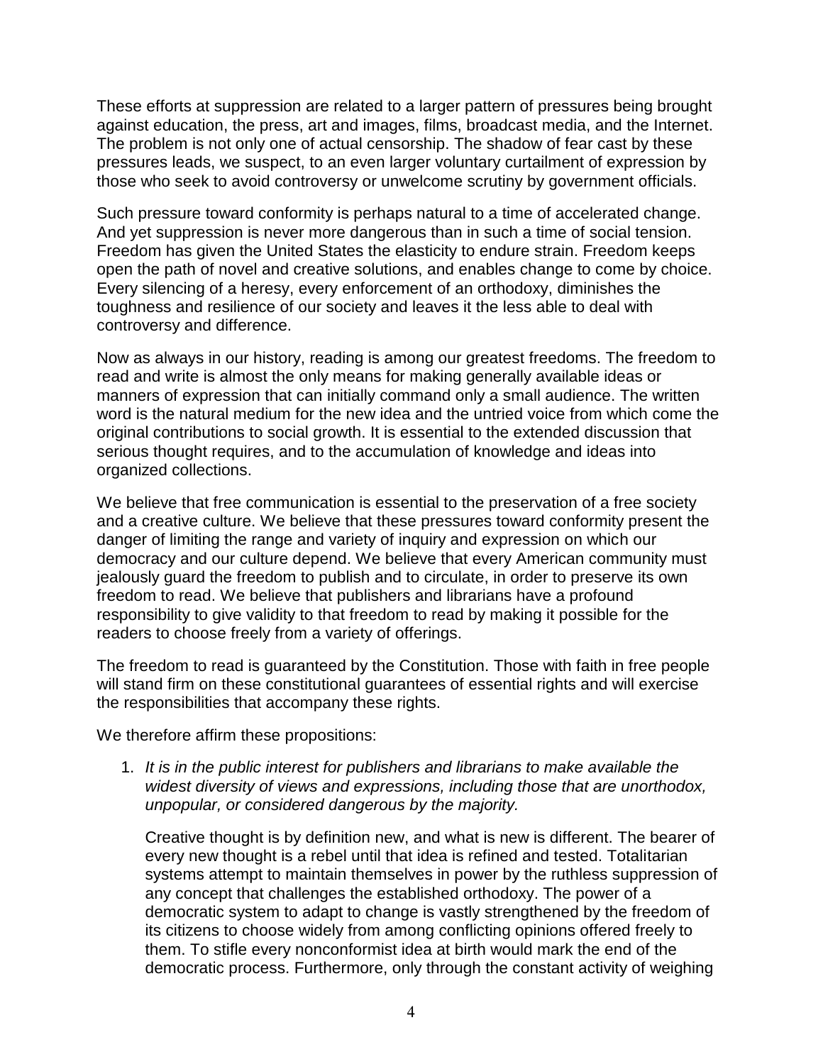These efforts at suppression are related to a larger pattern of pressures being brought against education, the press, art and images, films, broadcast media, and the Internet. The problem is not only one of actual censorship. The shadow of fear cast by these pressures leads, we suspect, to an even larger voluntary curtailment of expression by those who seek to avoid controversy or unwelcome scrutiny by government officials.

Such pressure toward conformity is perhaps natural to a time of accelerated change. And yet suppression is never more dangerous than in such a time of social tension. Freedom has given the United States the elasticity to endure strain. Freedom keeps open the path of novel and creative solutions, and enables change to come by choice. Every silencing of a heresy, every enforcement of an orthodoxy, diminishes the toughness and resilience of our society and leaves it the less able to deal with controversy and difference.

Now as always in our history, reading is among our greatest freedoms. The freedom to read and write is almost the only means for making generally available ideas or manners of expression that can initially command only a small audience. The written word is the natural medium for the new idea and the untried voice from which come the original contributions to social growth. It is essential to the extended discussion that serious thought requires, and to the accumulation of knowledge and ideas into organized collections.

We believe that free communication is essential to the preservation of a free society and a creative culture. We believe that these pressures toward conformity present the danger of limiting the range and variety of inquiry and expression on which our democracy and our culture depend. We believe that every American community must jealously guard the freedom to publish and to circulate, in order to preserve its own freedom to read. We believe that publishers and librarians have a profound responsibility to give validity to that freedom to read by making it possible for the readers to choose freely from a variety of offerings.

The freedom to read is guaranteed by the Constitution. Those with faith in free people will stand firm on these constitutional guarantees of essential rights and will exercise the responsibilities that accompany these rights.

We therefore affirm these propositions:

1. *It is in the public interest for publishers and librarians to make available the widest diversity of views and expressions, including those that are unorthodox, unpopular, or considered dangerous by the majority.*

   Creative thought is by definition new, and what is new is different. The bearer of every new thought is a rebel until that idea is refined and tested. Totalitarian systems attempt to maintain themselves in power by the ruthless suppression of any concept that challenges the established orthodoxy. The power of a democratic system to adapt to change is vastly strengthened by the freedom of its citizens to choose widely from among conflicting opinions offered freely to them. To stifle every nonconformist idea at birth would mark the end of the democratic process. Furthermore, only through the constant activity of weighing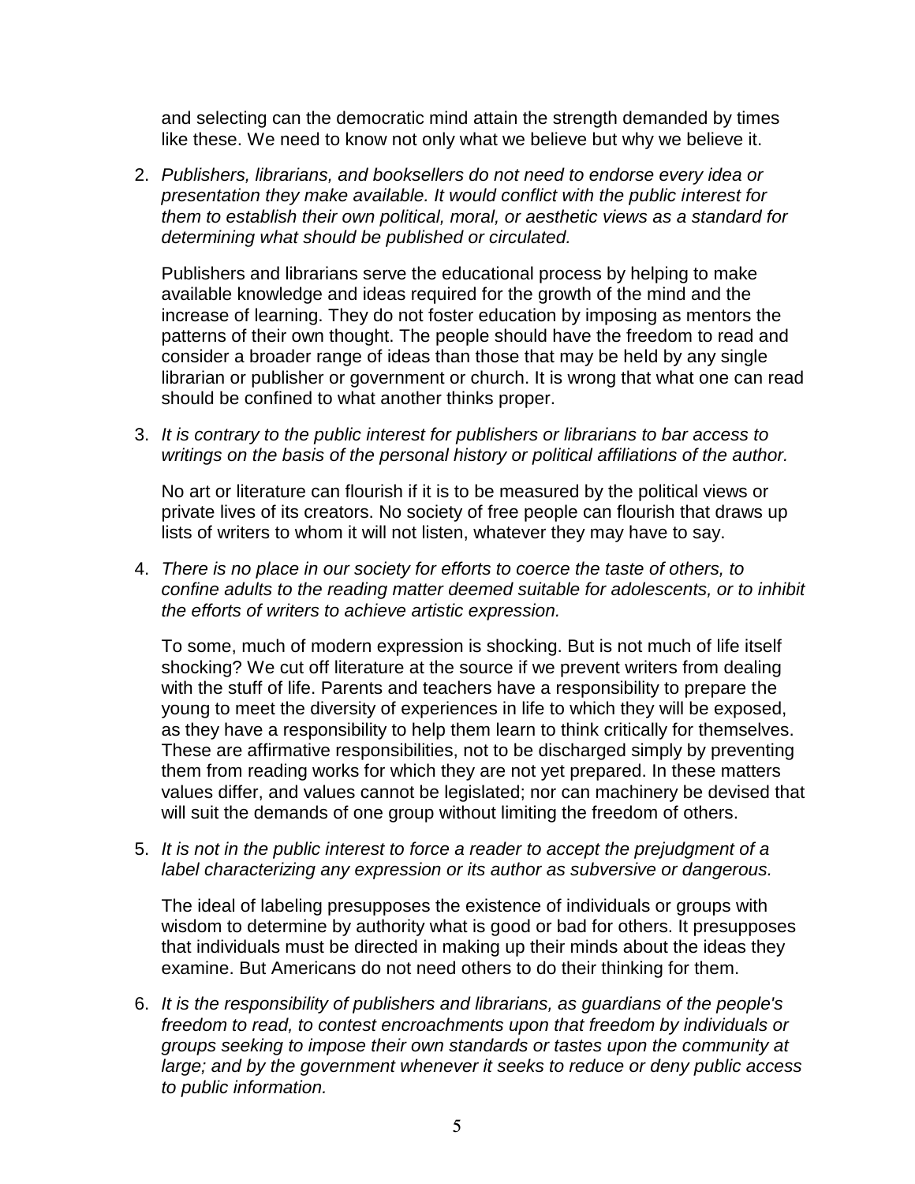and selecting can the democratic mind attain the strength demanded by times like these. We need to know not only what we believe but why we believe it.

2. *Publishers, librarians, and booksellers do not need to endorse every idea or presentation they make available. It would conflict with the public interest for them to establish their own political, moral, or aesthetic views as a standard for determining what should be published or circulated.*

   Publishers and librarians serve the educational process by helping to make available knowledge and ideas required for the growth of the mind and the increase of learning. They do not foster education by imposing as mentors the patterns of their own thought. The people should have the freedom to read and consider a broader range of ideas than those that may be held by any single librarian or publisher or government or church. It is wrong that what one can read should be confined to what another thinks proper.

3. *It is contrary to the public interest for publishers or librarians to bar access to writings on the basis of the personal history or political affiliations of the author.*

   No art or literature can flourish if it is to be measured by the political views or private lives of its creators. No society of free people can flourish that draws up lists of writers to whom it will not listen, whatever they may have to say.

4. *There is no place in our society for efforts to coerce the taste of others, to confine adults to the reading matter deemed suitable for adolescents, or to inhibit the efforts of writers to achieve artistic expression.*

   To some, much of modern expression is shocking. But is not much of life itself shocking? We cut off literature at the source if we prevent writers from dealing with the stuff of life. Parents and teachers have a responsibility to prepare the young to meet the diversity of experiences in life to which they will be exposed, as they have a responsibility to help them learn to think critically for themselves. These are affirmative responsibilities, not to be discharged simply by preventing them from reading works for which they are not yet prepared. In these matters values differ, and values cannot be legislated; nor can machinery be devised that will suit the demands of one group without limiting the freedom of others.

5. *It is not in the public interest to force a reader to accept the prejudgment of a label characterizing any expression or its author as subversive or dangerous.*

   The ideal of labeling presupposes the existence of individuals or groups with wisdom to determine by authority what is good or bad for others. It presupposes that individuals must be directed in making up their minds about the ideas they examine. But Americans do not need others to do their thinking for them.

6. *It is the responsibility of publishers and librarians, as guardians of the people's freedom to read, to contest encroachments upon that freedom by individuals or groups seeking to impose their own standards or tastes upon the community at large; and by the government whenever it seeks to reduce or deny public access to public information.*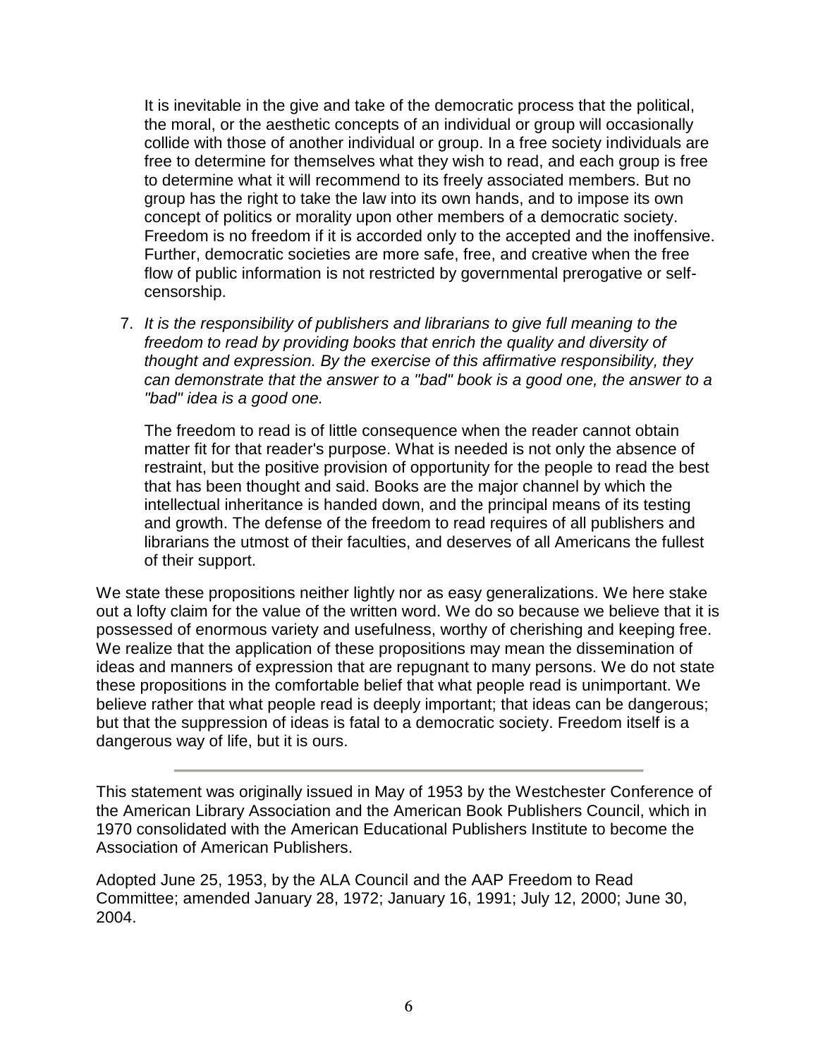It is inevitable in the give and take of the democratic process that the political, the moral, or the aesthetic concepts of an individual or group will occasionally collide with those of another individual or group. In a free society individuals are free to determine for themselves what they wish to read, and each group is free to determine what it will recommend to its freely associated members. But no group has the right to take the law into its own hands, and to impose its own concept of politics or morality upon other members of a democratic society. Freedom is no freedom if it is accorded only to the accepted and the inoffensive. Further, democratic societies are more safe, free, and creative when the free flow of public information is not restricted by governmental prerogative or self-censorship.

7. *It is the responsibility of publishers and librarians to give full meaning to the freedom to read by providing books that enrich the quality and diversity of thought and expression. By the exercise of this affirmative responsibility, they can demonstrate that the answer to a "bad" book is a good one, the answer to a "bad" idea is a good one.*

   The freedom to read is of little consequence when the reader cannot obtain matter fit for that reader's purpose. What is needed is not only the absence of restraint, but the positive provision of opportunity for the people to read the best that has been thought and said. Books are the major channel by which the intellectual inheritance is handed down, and the principal means of its testing and growth. The defense of the freedom to read requires of all publishers and librarians the utmost of their faculties, and deserves of all Americans the fullest of their support.

We state these propositions neither lightly nor as easy generalizations. We here stake out a lofty claim for the value of the written word. We do so because we believe that it is possessed of enormous variety and usefulness, worthy of cherishing and keeping free. We realize that the application of these propositions may mean the dissemination of ideas and manners of expression that are repugnant to many persons. We do not state these propositions in the comfortable belief that what people read is unimportant. We believe rather that what people read is deeply important; that ideas can be dangerous; but that the suppression of ideas is fatal to a democratic society. Freedom itself is a dangerous way of life, but it is ours.

---

This statement was originally issued in May of 1953 by the Westchester Conference of the American Library Association and the American Book Publishers Council, which in 1970 consolidated with the American Educational Publishers Institute to become the Association of American Publishers.

Adopted June 25, 1953, by the ALA Council and the AAP Freedom to Read Committee; amended January 28, 1972; January 16, 1991; July 12, 2000; June 30, 2004.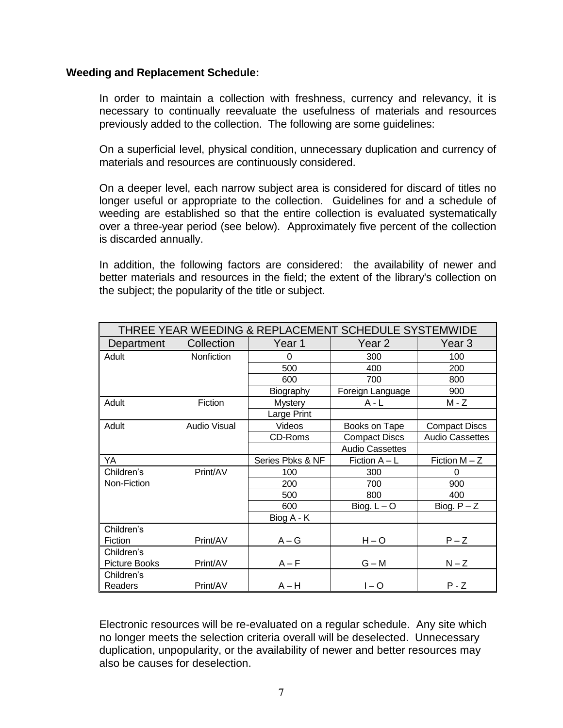**Weeding and Replacement Schedule:**

In order to maintain a collection with freshness, currency and relevancy, it is necessary to continually reevaluate the usefulness of materials and resources previously added to the collection. The following are some guidelines:

On a superficial level, physical condition, unnecessary duplication and currency of materials and resources are continuously considered.

On a deeper level, each narrow subject area is considered for discard of titles no longer useful or appropriate to the collection. Guidelines for and a schedule of weeding are established so that the entire collection is evaluated systematically over a three-year period (see below). Approximately five percent of the collection is discarded annually.

In addition, the following factors are considered: the availability of newer and better materials and resources in the field; the extent of the library's collection on the subject; the popularity of the title or subject.

| THREE YEAR WEEDING & REPLACEMENT SCHEDULE SYSTEMWIDE | | | | |
|---|---|---|---|---|
| Department | Collection | Year 1 | Year 2 | Year 3 |
| Adult | Nonfiction | 0 | 300 | 100 |
| | | 500 | 400 | 200 |
| | | 600 | 700 | 800 |
| | | Biography | Foreign Language | 900 |
| Adult | Fiction | Mystery | A - L | M - Z |
| | | Large Print | | |
| Adult | Audio Visual | Videos | Books on Tape | Compact Discs |
| | | CD-Roms | Compact Discs | Audio Cassettes |
| | | | Audio Cassettes | |
| YA | | Series Pbks & NF | Fiction A – L | Fiction M – Z |
| Children's Non-Fiction | Print/AV | 100 | 300 | 0 |
| | | 200 | 700 | 900 |
| | | 500 | 800 | 400 |
| | | 600 | Biog. L – O | Biog. P – Z |
| | | Biog A - K | | |
| Children's Fiction | Print/AV | A – G | H – O | P – Z |
| Children's Picture Books | Print/AV | A – F | G – M | N – Z |
| Children's Readers | Print/AV | A – H | I – O | P - Z |

Electronic resources will be re-evaluated on a regular schedule. Any site which no longer meets the selection criteria overall will be deselected. Unnecessary duplication, unpopularity, or the availability of newer and better resources may also be causes for deselection.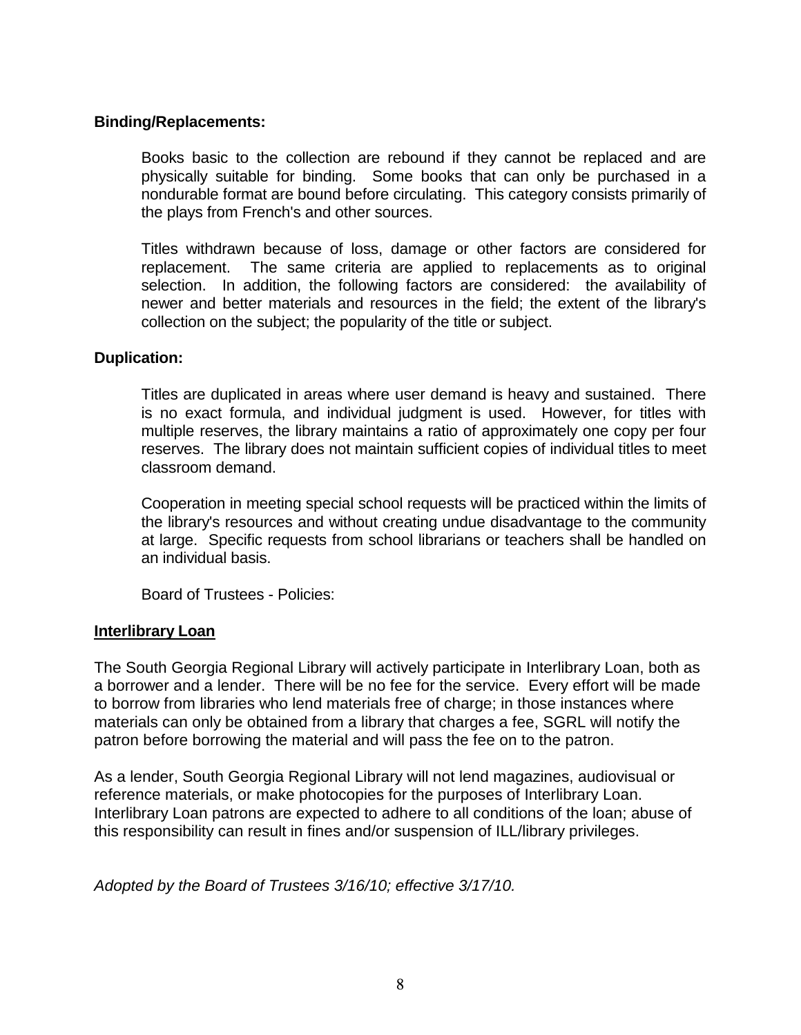**Binding/Replacements:**

Books basic to the collection are rebound if they cannot be replaced and are physically suitable for binding. Some books that can only be purchased in a nondurable format are bound before circulating. This category consists primarily of the plays from French's and other sources.

Titles withdrawn because of loss, damage or other factors are considered for replacement. The same criteria are applied to replacements as to original selection. In addition, the following factors are considered: the availability of newer and better materials and resources in the field; the extent of the library's collection on the subject; the popularity of the title or subject.

**Duplication:**

Titles are duplicated in areas where user demand is heavy and sustained. There is no exact formula, and individual judgment is used. However, for titles with multiple reserves, the library maintains a ratio of approximately one copy per four reserves. The library does not maintain sufficient copies of individual titles to meet classroom demand.

Cooperation in meeting special school requests will be practiced within the limits of the library's resources and without creating undue disadvantage to the community at large. Specific requests from school librarians or teachers shall be handled on an individual basis.

Board of Trustees - Policies:

**Interlibrary Loan**

The South Georgia Regional Library will actively participate in Interlibrary Loan, both as a borrower and a lender. There will be no fee for the service. Every effort will be made to borrow from libraries who lend materials free of charge; in those instances where materials can only be obtained from a library that charges a fee, SGRL will notify the patron before borrowing the material and will pass the fee on to the patron.

As a lender, South Georgia Regional Library will not lend magazines, audiovisual or reference materials, or make photocopies for the purposes of Interlibrary Loan. Interlibrary Loan patrons are expected to adhere to all conditions of the loan; abuse of this responsibility can result in fines and/or suspension of ILL/library privileges.

*Adopted by the Board of Trustees 3/16/10; effective 3/17/10.*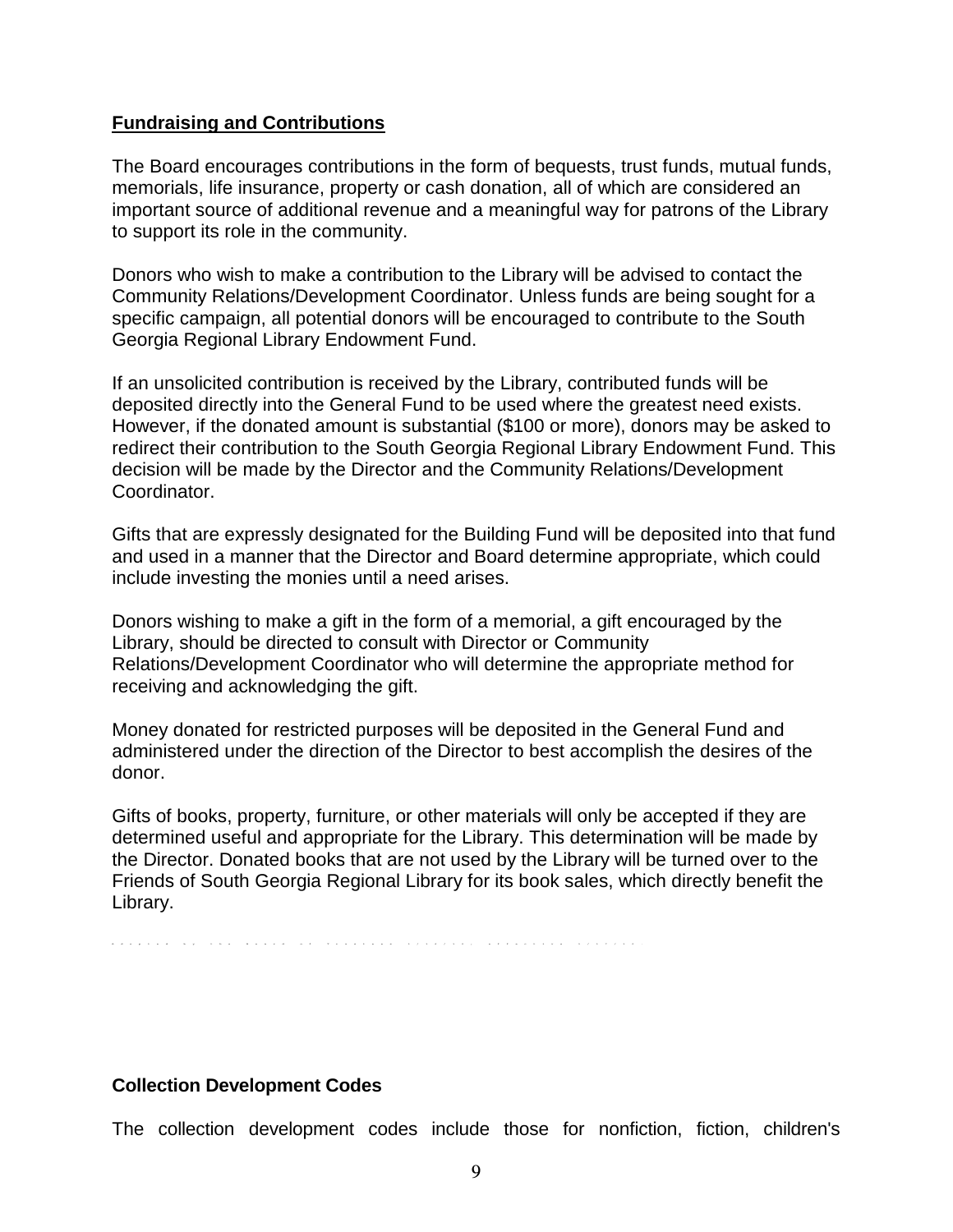**Fundraising and Contributions**

The Board encourages contributions in the form of bequests, trust funds, mutual funds, memorials, life insurance, property or cash donation, all of which are considered an important source of additional revenue and a meaningful way for patrons of the Library to support its role in the community.

Donors who wish to make a contribution to the Library will be advised to contact the Community Relations/Development Coordinator. Unless funds are being sought for a specific campaign, all potential donors will be encouraged to contribute to the South Georgia Regional Library Endowment Fund.

If an unsolicited contribution is received by the Library, contributed funds will be deposited directly into the General Fund to be used where the greatest need exists. However, if the donated amount is substantial ($100 or more), donors may be asked to redirect their contribution to the South Georgia Regional Library Endowment Fund. This decision will be made by the Director and the Community Relations/Development Coordinator.

Gifts that are expressly designated for the Building Fund will be deposited into that fund and used in a manner that the Director and Board determine appropriate, which could include investing the monies until a need arises.

Donors wishing to make a gift in the form of a memorial, a gift encouraged by the Library, should be directed to consult with Director or Community Relations/Development Coordinator who will determine the appropriate method for receiving and acknowledging the gift.

Money donated for restricted purposes will be deposited in the General Fund and administered under the direction of the Director to best accomplish the desires of the donor.

Gifts of books, property, furniture, or other materials will only be accepted if they are determined useful and appropriate for the Library. This determination will be made by the Director. Donated books that are not used by the Library will be turned over to the Friends of South Georgia Regional Library for its book sales, which directly benefit the Library.

**Collection Development Codes**

The collection development codes include those for nonfiction, fiction, children's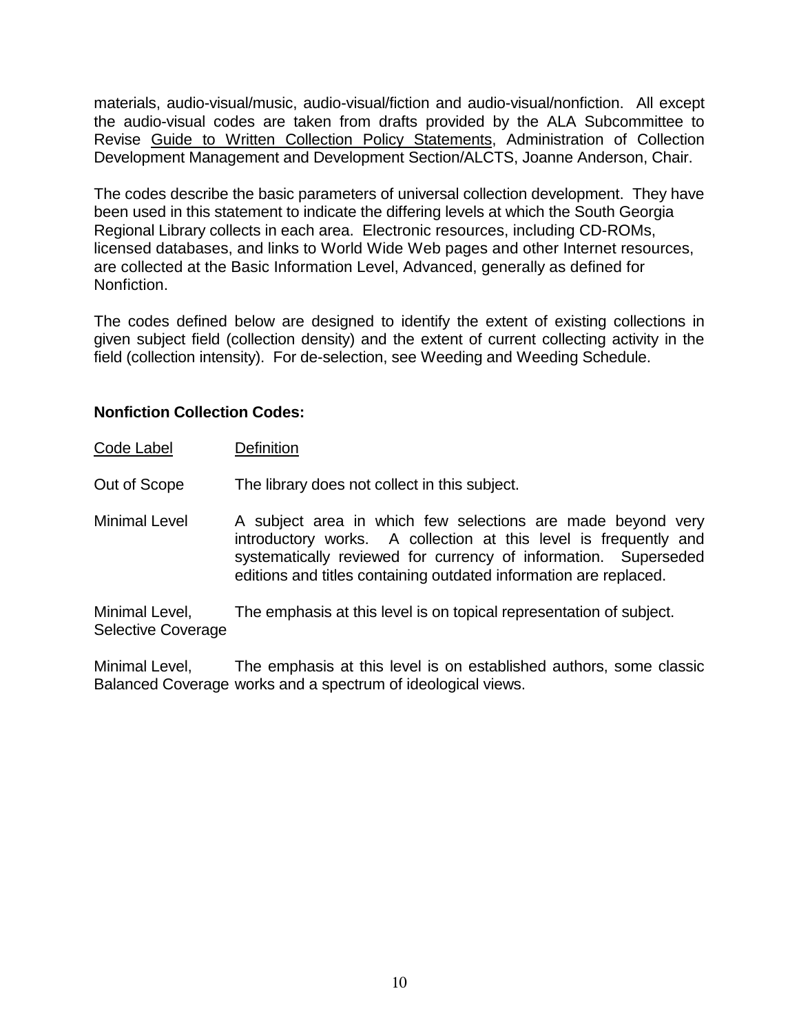materials, audio-visual/music, audio-visual/fiction and audio-visual/nonfiction. All except the audio-visual codes are taken from drafts provided by the ALA Subcommittee to Revise Guide to Written Collection Policy Statements, Administration of Collection Development Management and Development Section/ALCTS, Joanne Anderson, Chair.

The codes describe the basic parameters of universal collection development. They have been used in this statement to indicate the differing levels at which the South Georgia Regional Library collects in each area. Electronic resources, including CD-ROMs, licensed databases, and links to World Wide Web pages and other Internet resources, are collected at the Basic Information Level, Advanced, generally as defined for Nonfiction.

The codes defined below are designed to identify the extent of existing collections in given subject field (collection density) and the extent of current collecting activity in the field (collection intensity). For de-selection, see Weeding and Weeding Schedule.

**Nonfiction Collection Codes:**

| Code Label | Definition |
|---|---|
| Out of Scope | The library does not collect in this subject. |
| Minimal Level | A subject area in which few selections are made beyond very introductory works. A collection at this level is frequently and systematically reviewed for currency of information. Superseded editions and titles containing outdated information are replaced. |
| Minimal Level, Selective Coverage | The emphasis at this level is on topical representation of subject. |
| Minimal Level, Balanced Coverage | The emphasis at this level is on established authors, some classic works and a spectrum of ideological views. |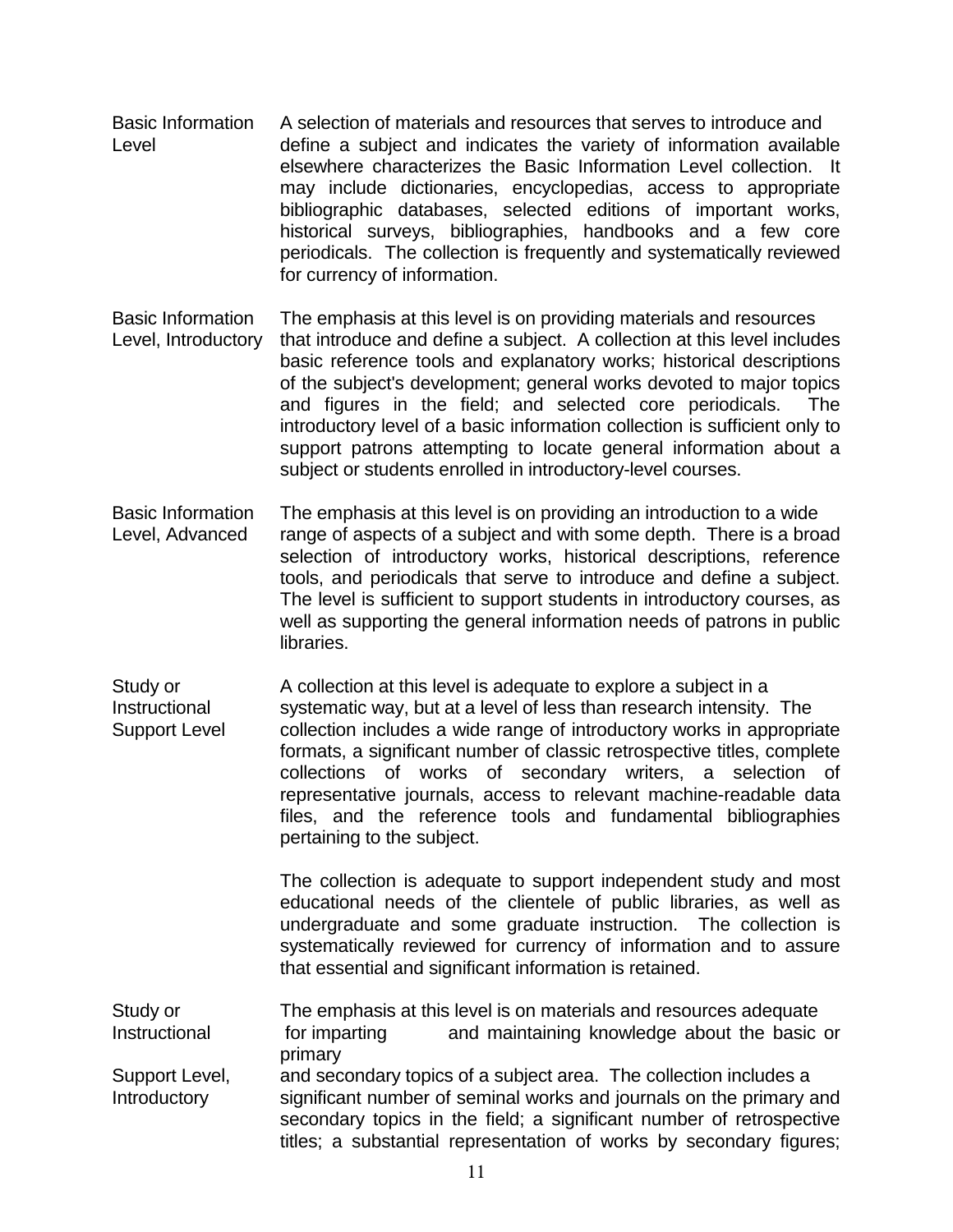**Basic Information Level** — A selection of materials and resources that serves to introduce and define a subject and indicates the variety of information available elsewhere characterizes the Basic Information Level collection. It may include dictionaries, encyclopedias, access to appropriate bibliographic databases, selected editions of important works, historical surveys, bibliographies, handbooks and a few core periodicals. The collection is frequently and systematically reviewed for currency of information.

**Basic Information Level, Introductory** — The emphasis at this level is on providing materials and resources that introduce and define a subject. A collection at this level includes basic reference tools and explanatory works; historical descriptions of the subject's development; general works devoted to major topics and figures in the field; and selected core periodicals. The introductory level of a basic information collection is sufficient only to support patrons attempting to locate general information about a subject or students enrolled in introductory-level courses.

**Basic Information Level, Advanced** — The emphasis at this level is on providing an introduction to a wide range of aspects of a subject and with some depth. There is a broad selection of introductory works, historical descriptions, reference tools, and periodicals that serve to introduce and define a subject. The level is sufficient to support students in introductory courses, as well as supporting the general information needs of patrons in public libraries.

**Study or Instructional Support Level** — A collection at this level is adequate to explore a subject in a systematic way, but at a level of less than research intensity. The collection includes a wide range of introductory works in appropriate formats, a significant number of classic retrospective titles, complete collections of works of secondary writers, a selection of representative journals, access to relevant machine-readable data files, and the reference tools and fundamental bibliographies pertaining to the subject.

The collection is adequate to support independent study and most educational needs of the clientele of public libraries, as well as undergraduate and some graduate instruction. The collection is systematically reviewed for currency of information and to assure that essential and significant information is retained.

**Study or Instructional Support Level, Introductory** — The emphasis at this level is on materials and resources adequate for imparting and maintaining knowledge about the basic or primary and secondary topics of a subject area. The collection includes a significant number of seminal works and journals on the primary and secondary topics in the field; a significant number of retrospective titles; a substantial representation of works by secondary figures;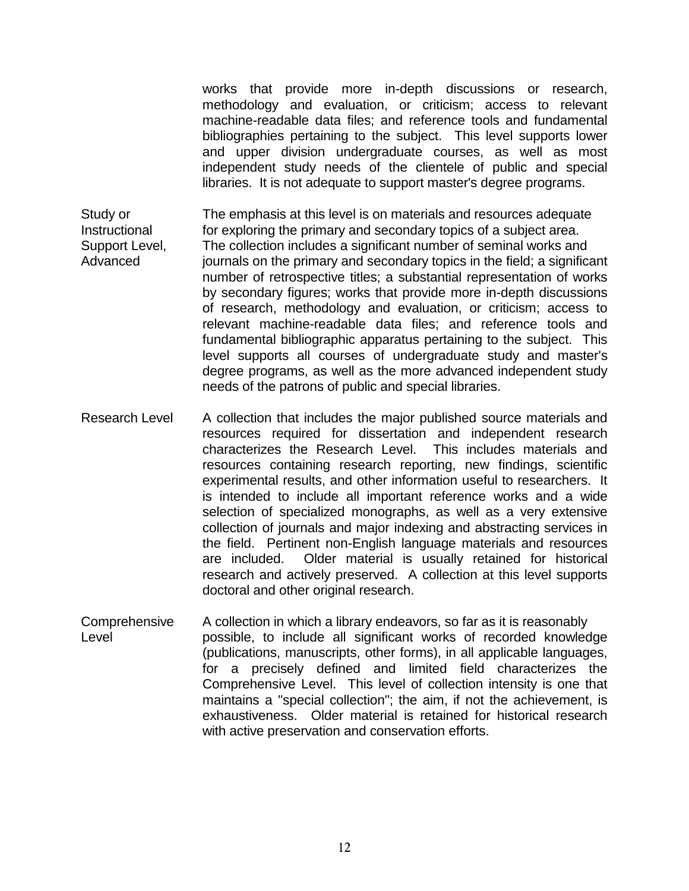works that provide more in-depth discussions or research, methodology and evaluation, or criticism; access to relevant machine-readable data files; and reference tools and fundamental bibliographies pertaining to the subject. This level supports lower and upper division undergraduate courses, as well as most independent study needs of the clientele of public and special libraries. It is not adequate to support master's degree programs.

**Study or Instructional Support Level, Advanced**

The emphasis at this level is on materials and resources adequate for exploring the primary and secondary topics of a subject area. The collection includes a significant number of seminal works and journals on the primary and secondary topics in the field; a significant number of retrospective titles; a substantial representation of works by secondary figures; works that provide more in-depth discussions of research, methodology and evaluation, or criticism; access to relevant machine-readable data files; and reference tools and fundamental bibliographic apparatus pertaining to the subject. This level supports all courses of undergraduate study and master's degree programs, as well as the more advanced independent study needs of the patrons of public and special libraries.

**Research Level**

A collection that includes the major published source materials and resources required for dissertation and independent research characterizes the Research Level. This includes materials and resources containing research reporting, new findings, scientific experimental results, and other information useful to researchers. It is intended to include all important reference works and a wide selection of specialized monographs, as well as a very extensive collection of journals and major indexing and abstracting services in the field. Pertinent non-English language materials and resources are included. Older material is usually retained for historical research and actively preserved. A collection at this level supports doctoral and other original research.

**Comprehensive Level**

A collection in which a library endeavors, so far as it is reasonably possible, to include all significant works of recorded knowledge (publications, manuscripts, other forms), in all applicable languages, for a precisely defined and limited field characterizes the Comprehensive Level. This level of collection intensity is one that maintains a "special collection"; the aim, if not the achievement, is exhaustiveness. Older material is retained for historical research with active preservation and conservation efforts.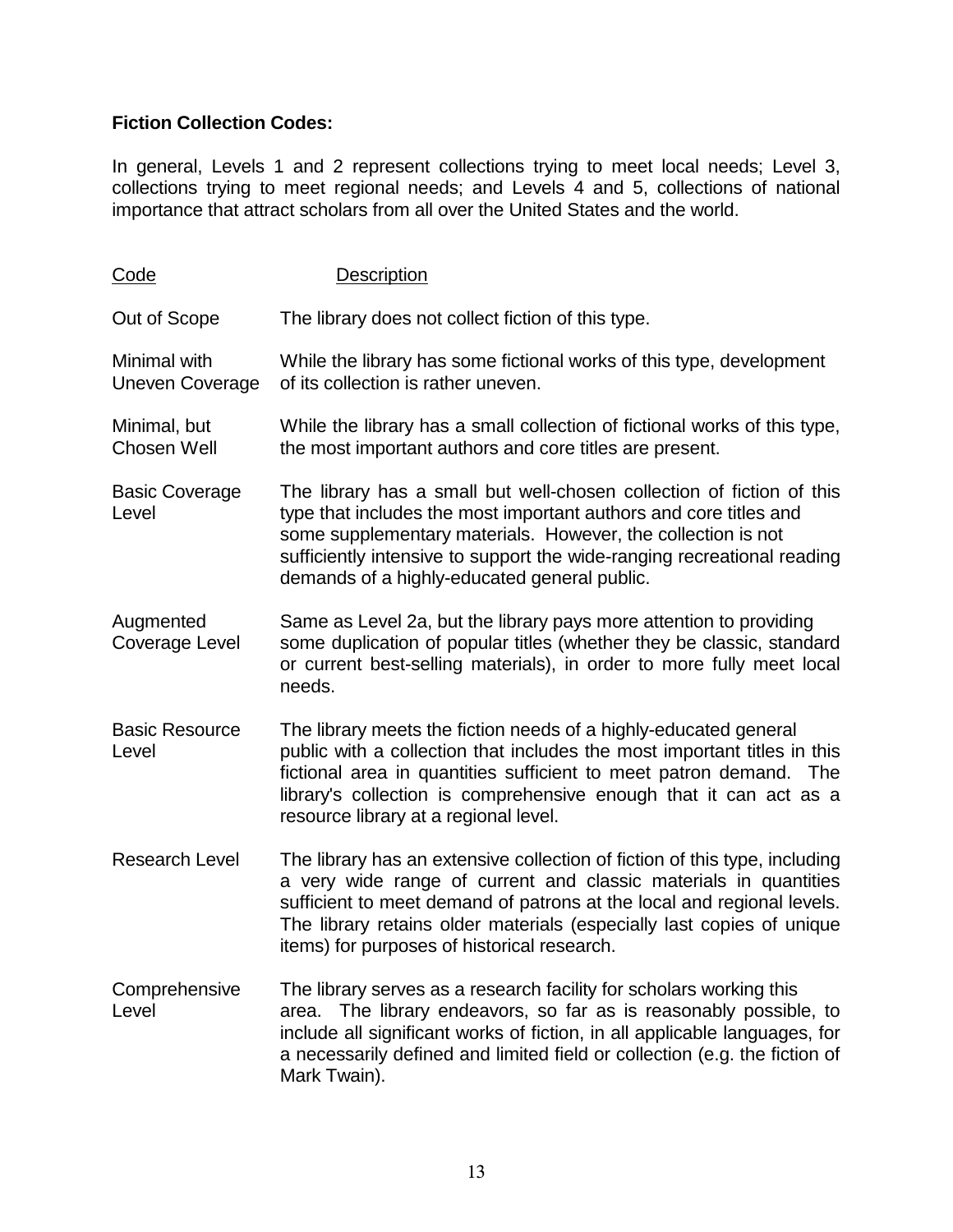**Fiction Collection Codes:**

In general, Levels 1 and 2 represent collections trying to meet local needs; Level 3, collections trying to meet regional needs; and Levels 4 and 5, collections of national importance that attract scholars from all over the United States and the world.

| Code | Description |
|---|---|
| Out of Scope | The library does not collect fiction of this type. |
| Minimal with Uneven Coverage | While the library has some fictional works of this type, development of its collection is rather uneven. |
| Minimal, but Chosen Well | While the library has a small collection of fictional works of this type, the most important authors and core titles are present. |
| Basic Coverage Level | The library has a small but well-chosen collection of fiction of this type that includes the most important authors and core titles and some supplementary materials. However, the collection is not sufficiently intensive to support the wide-ranging recreational reading demands of a highly-educated general public. |
| Augmented Coverage Level | Same as Level 2a, but the library pays more attention to providing some duplication of popular titles (whether they be classic, standard or current best-selling materials), in order to more fully meet local needs. |
| Basic Resource Level | The library meets the fiction needs of a highly-educated general public with a collection that includes the most important titles in this fictional area in quantities sufficient to meet patron demand. The library's collection is comprehensive enough that it can act as a resource library at a regional level. |
| Research Level | The library has an extensive collection of fiction of this type, including a very wide range of current and classic materials in quantities sufficient to meet demand of patrons at the local and regional levels. The library retains older materials (especially last copies of unique items) for purposes of historical research. |
| Comprehensive Level | The library serves as a research facility for scholars working this area. The library endeavors, so far as is reasonably possible, to include all significant works of fiction, in all applicable languages, for a necessarily defined and limited field or collection (e.g. the fiction of Mark Twain). |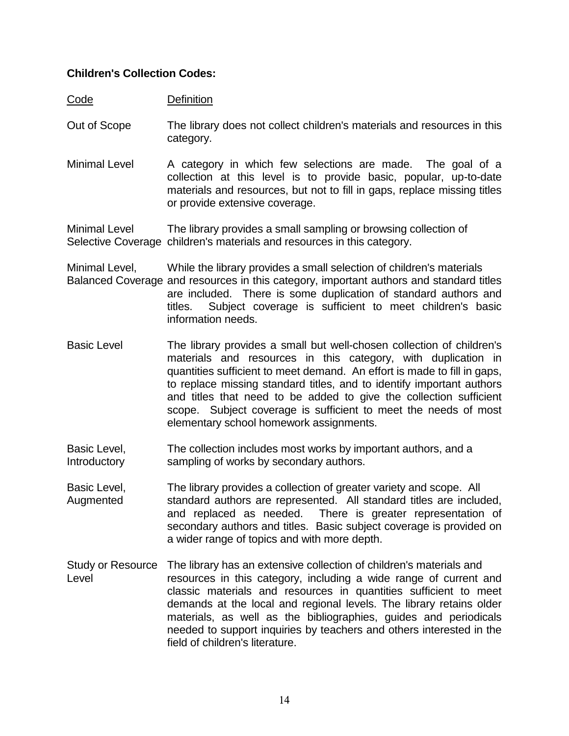**Children's Collection Codes:**

| Code | Definition |
| --- | --- |
| Out of Scope | The library does not collect children's materials and resources in this category. |
| Minimal Level | A category in which few selections are made. The goal of a collection at this level is to provide basic, popular, up-to-date materials and resources, but not to fill in gaps, replace missing titles or provide extensive coverage. |
| Minimal Level Selective Coverage | The library provides a small sampling or browsing collection of children's materials and resources in this category. |
| Minimal Level, Balanced Coverage | While the library provides a small selection of children's materials and resources in this category, important authors and standard titles are included. There is some duplication of standard authors and titles. Subject coverage is sufficient to meet children's basic information needs. |
| Basic Level | The library provides a small but well-chosen collection of children's materials and resources in this category, with duplication in quantities sufficient to meet demand. An effort is made to fill in gaps, to replace missing standard titles, and to identify important authors and titles that need to be added to give the collection sufficient scope. Subject coverage is sufficient to meet the needs of most elementary school homework assignments. |
| Basic Level, Introductory | The collection includes most works by important authors, and a sampling of works by secondary authors. |
| Basic Level, Augmented | The library provides a collection of greater variety and scope. All standard authors are represented. All standard titles are included, and replaced as needed. There is greater representation of secondary authors and titles. Basic subject coverage is provided on a wider range of topics and with more depth. |
| Study or Resource Level | The library has an extensive collection of children's materials and resources in this category, including a wide range of current and classic materials and resources in quantities sufficient to meet demands at the local and regional levels. The library retains older materials, as well as the bibliographies, guides and periodicals needed to support inquiries by teachers and others interested in the field of children's literature. |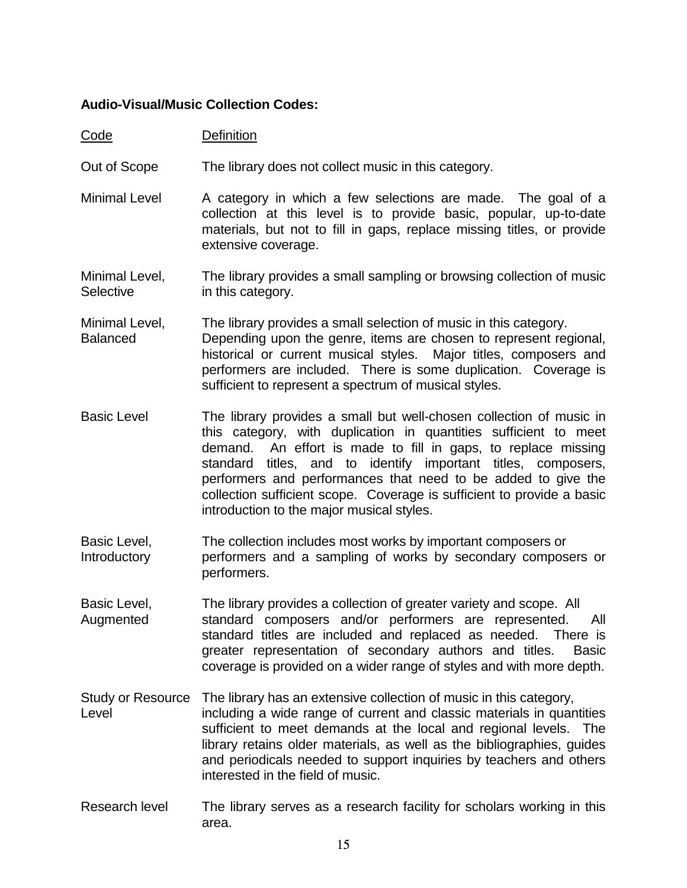**Audio-Visual/Music Collection Codes:**

| Code | Definition |
|---|---|
| Out of Scope | The library does not collect music in this category. |
| Minimal Level | A category in which a few selections are made. The goal of a collection at this level is to provide basic, popular, up-to-date materials, but not to fill in gaps, replace missing titles, or provide extensive coverage. |
| Minimal Level, Selective | The library provides a small sampling or browsing collection of music in this category. |
| Minimal Level, Balanced | The library provides a small selection of music in this category. Depending upon the genre, items are chosen to represent regional, historical or current musical styles. Major titles, composers and performers are included. There is some duplication. Coverage is sufficient to represent a spectrum of musical styles. |
| Basic Level | The library provides a small but well-chosen collection of music in this category, with duplication in quantities sufficient to meet demand. An effort is made to fill in gaps, to replace missing standard titles, and to identify important titles, composers, performers and performances that need to be added to give the collection sufficient scope. Coverage is sufficient to provide a basic introduction to the major musical styles. |
| Basic Level, Introductory | The collection includes most works by important composers or performers and a sampling of works by secondary composers or performers. |
| Basic Level, Augmented | The library provides a collection of greater variety and scope. All standard composers and/or performers are represented. All standard titles are included and replaced as needed. There is greater representation of secondary authors and titles. Basic coverage is provided on a wider range of styles and with more depth. |
| Study or Resource Level | The library has an extensive collection of music in this category, including a wide range of current and classic materials in quantities sufficient to meet demands at the local and regional levels. The library retains older materials, as well as the bibliographies, guides and periodicals needed to support inquiries by teachers and others interested in the field of music. |
| Research level | The library serves as a research facility for scholars working in this area. |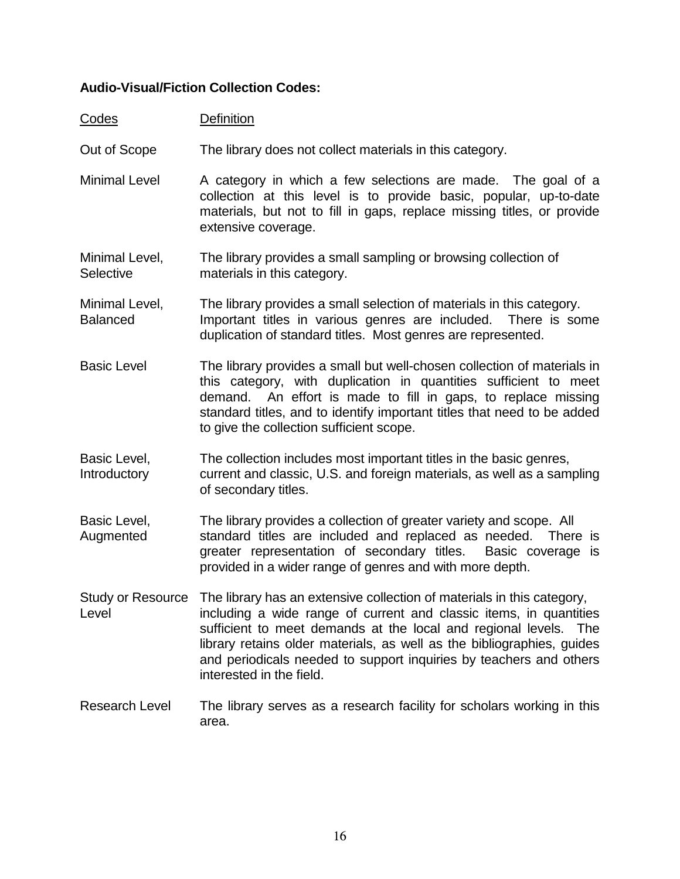**Audio-Visual/Fiction Collection Codes:**

| Codes | Definition |
|---|---|
| Out of Scope | The library does not collect materials in this category. |
| Minimal Level | A category in which a few selections are made. The goal of a collection at this level is to provide basic, popular, up-to-date materials, but not to fill in gaps, replace missing titles, or provide extensive coverage. |
| Minimal Level, Selective | The library provides a small sampling or browsing collection of materials in this category. |
| Minimal Level, Balanced | The library provides a small selection of materials in this category. Important titles in various genres are included. There is some duplication of standard titles. Most genres are represented. |
| Basic Level | The library provides a small but well-chosen collection of materials in this category, with duplication in quantities sufficient to meet demand. An effort is made to fill in gaps, to replace missing standard titles, and to identify important titles that need to be added to give the collection sufficient scope. |
| Basic Level, Introductory | The collection includes most important titles in the basic genres, current and classic, U.S. and foreign materials, as well as a sampling of secondary titles. |
| Basic Level, Augmented | The library provides a collection of greater variety and scope. All standard titles are included and replaced as needed. There is greater representation of secondary titles. Basic coverage is provided in a wider range of genres and with more depth. |
| Study or Resource Level | The library has an extensive collection of materials in this category, including a wide range of current and classic items, in quantities sufficient to meet demands at the local and regional levels. The library retains older materials, as well as the bibliographies, guides and periodicals needed to support inquiries by teachers and others interested in the field. |
| Research Level | The library serves as a research facility for scholars working in this area. |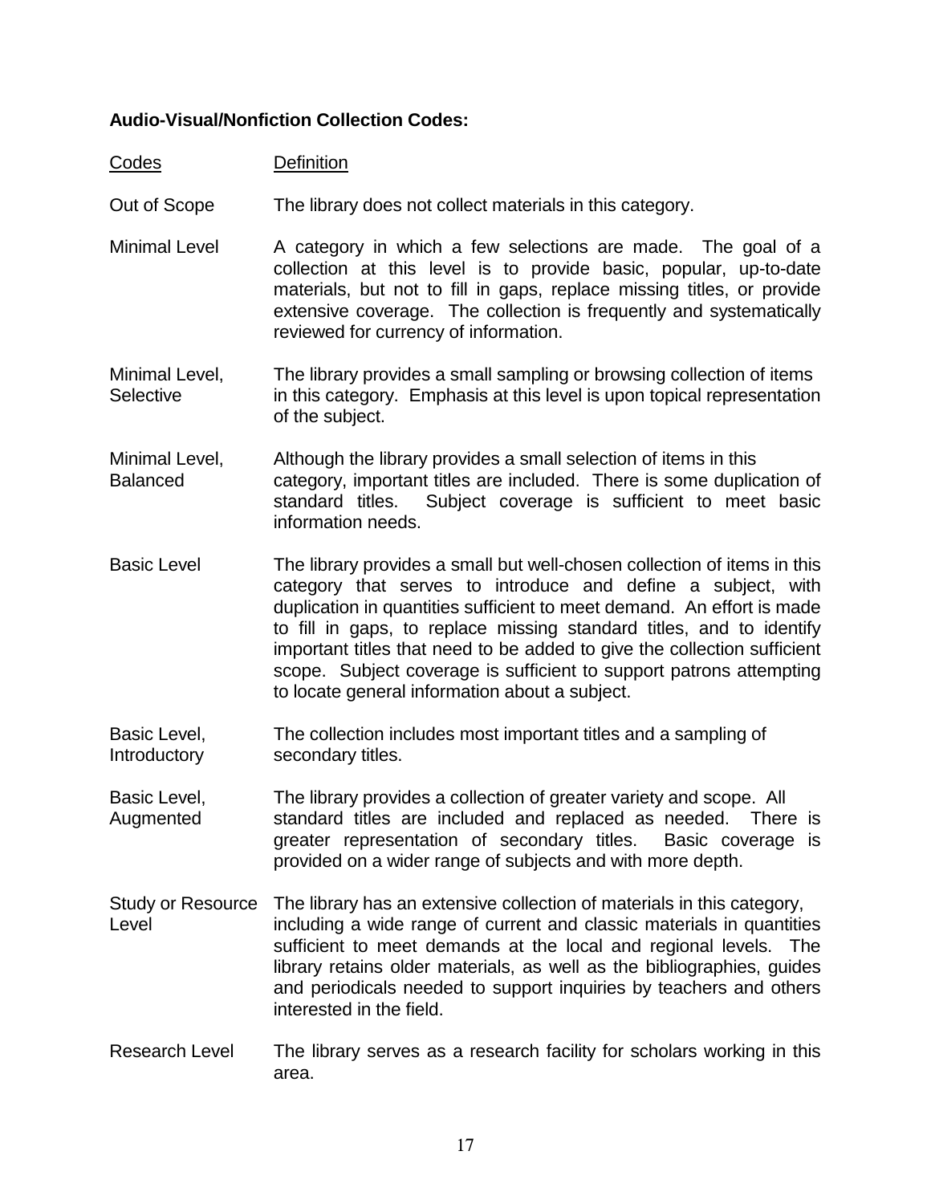**Audio-Visual/Nonfiction Collection Codes:**

| Codes | Definition |
|---|---|
| Out of Scope | The library does not collect materials in this category. |
| Minimal Level | A category in which a few selections are made. The goal of a collection at this level is to provide basic, popular, up-to-date materials, but not to fill in gaps, replace missing titles, or provide extensive coverage. The collection is frequently and systematically reviewed for currency of information. |
| Minimal Level, Selective | The library provides a small sampling or browsing collection of items in this category. Emphasis at this level is upon topical representation of the subject. |
| Minimal Level, Balanced | Although the library provides a small selection of items in this category, important titles are included. There is some duplication of standard titles. Subject coverage is sufficient to meet basic information needs. |
| Basic Level | The library provides a small but well-chosen collection of items in this category that serves to introduce and define a subject, with duplication in quantities sufficient to meet demand. An effort is made to fill in gaps, to replace missing standard titles, and to identify important titles that need to be added to give the collection sufficient scope. Subject coverage is sufficient to support patrons attempting to locate general information about a subject. |
| Basic Level, Introductory | The collection includes most important titles and a sampling of secondary titles. |
| Basic Level, Augmented | The library provides a collection of greater variety and scope. All standard titles are included and replaced as needed. There is greater representation of secondary titles. Basic coverage is provided on a wider range of subjects and with more depth. |
| Study or Resource Level | The library has an extensive collection of materials in this category, including a wide range of current and classic materials in quantities sufficient to meet demands at the local and regional levels. The library retains older materials, as well as the bibliographies, guides and periodicals needed to support inquiries by teachers and others interested in the field. |
| Research Level | The library serves as a research facility for scholars working in this area. |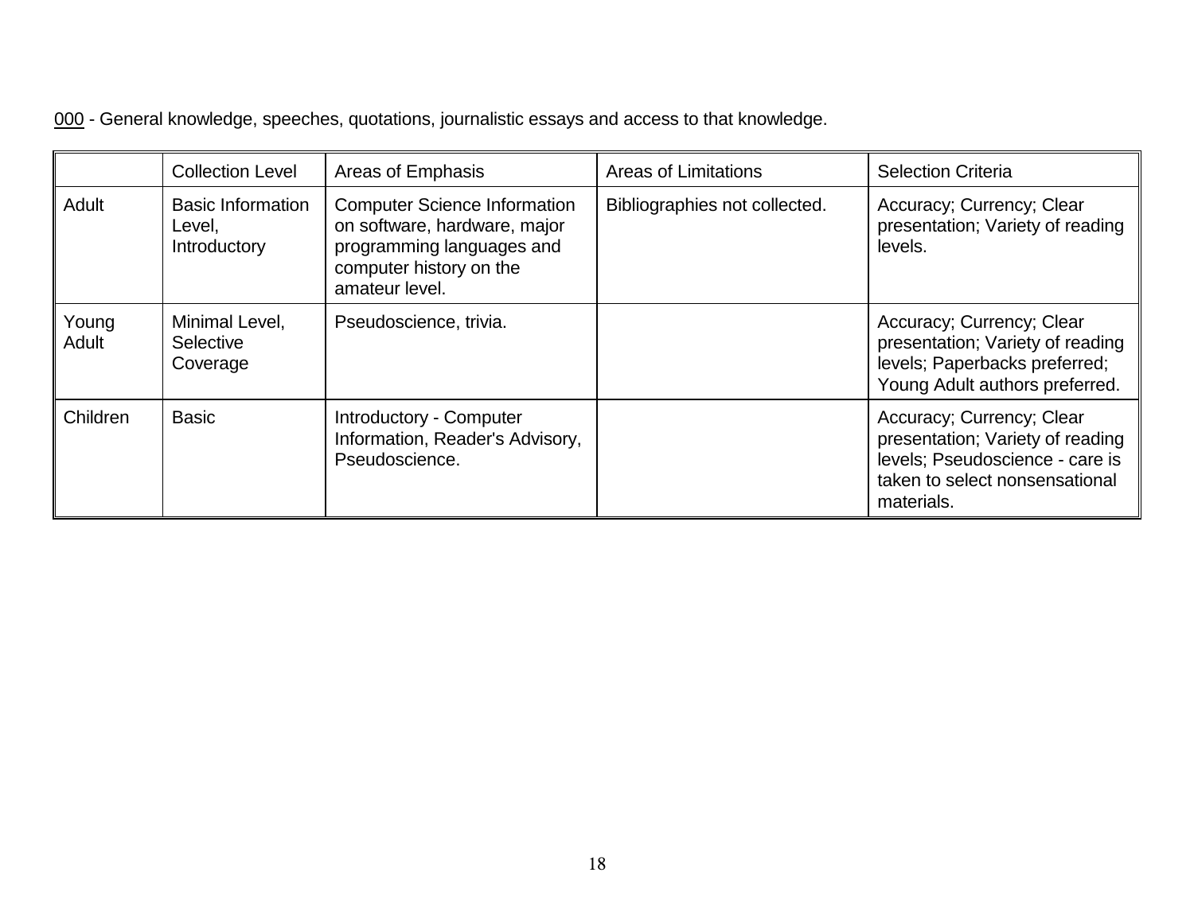<u>000</u> - General knowledge, speeches, quotations, journalistic essays and access to that knowledge.

| | Collection Level | Areas of Emphasis | Areas of Limitations | Selection Criteria |
|---|---|---|---|---|
| Adult | Basic Information Level, Introductory | Computer Science Information on software, hardware, major programming languages and computer history on the amateur level. | Bibliographies not collected. | Accuracy; Currency; Clear presentation; Variety of reading levels. |
| Young Adult | Minimal Level, Selective Coverage | Pseudoscience, trivia. | | Accuracy; Currency; Clear presentation; Variety of reading levels; Paperbacks preferred; Young Adult authors preferred. |
| Children | Basic | Introductory - Computer Information, Reader's Advisory, Pseudoscience. | | Accuracy; Currency; Clear presentation; Variety of reading levels; Pseudoscience - care is taken to select nonsensational materials. |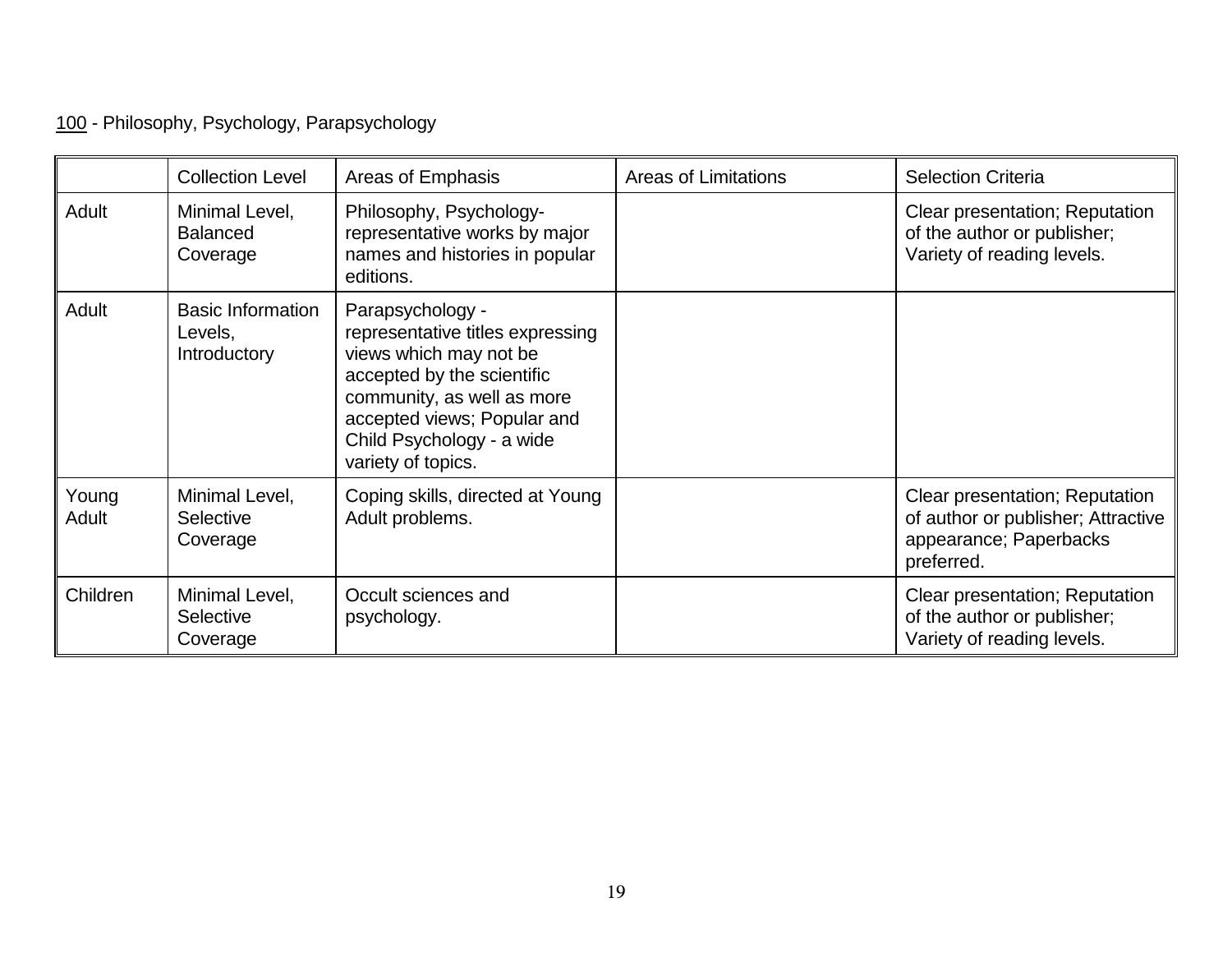<u>100</u> - Philosophy, Psychology, Parapsychology

| | Collection Level | Areas of Emphasis | Areas of Limitations | Selection Criteria |
|---|---|---|---|---|
| Adult | Minimal Level, Balanced Coverage | Philosophy, Psychology- representative works by major names and histories in popular editions. | | Clear presentation; Reputation of the author or publisher; Variety of reading levels. |
| Adult | Basic Information Levels, Introductory | Parapsychology - representative titles expressing views which may not be accepted by the scientific community, as well as more accepted views; Popular and Child Psychology - a wide variety of topics. | | |
| Young Adult | Minimal Level, Selective Coverage | Coping skills, directed at Young Adult problems. | | Clear presentation; Reputation of author or publisher; Attractive appearance; Paperbacks preferred. |
| Children | Minimal Level, Selective Coverage | Occult sciences and psychology. | | Clear presentation; Reputation of the author or publisher; Variety of reading levels. |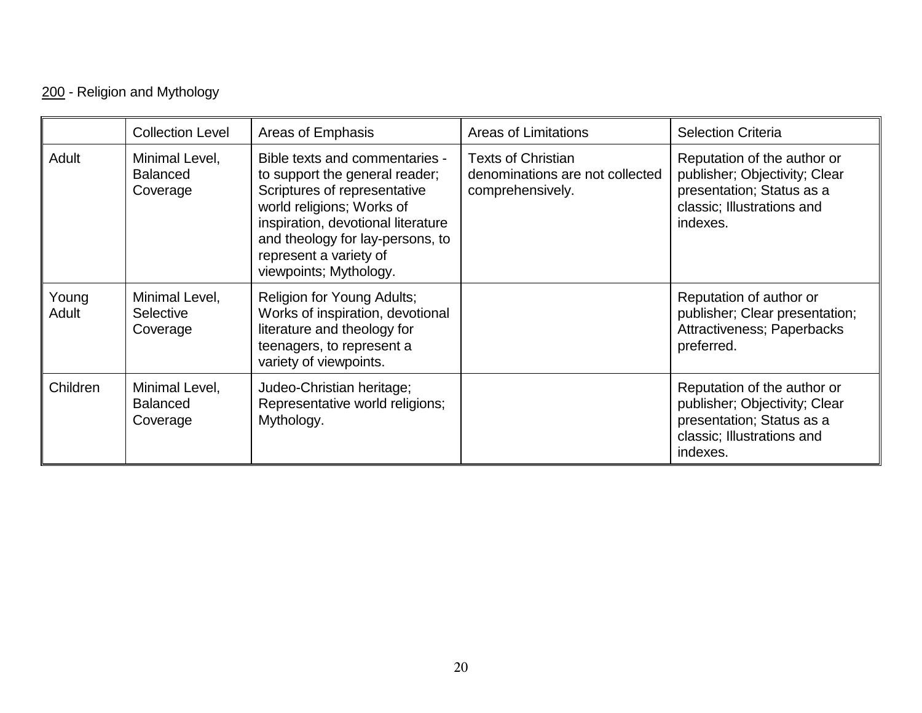<u>200</u> - Religion and Mythology

| | Collection Level | Areas of Emphasis | Areas of Limitations | Selection Criteria |
|---|---|---|---|---|
| Adult | Minimal Level, Balanced Coverage | Bible texts and commentaries - to support the general reader; Scriptures of representative world religions; Works of inspiration, devotional literature and theology for lay-persons, to represent a variety of viewpoints; Mythology. | Texts of Christian denominations are not collected comprehensively. | Reputation of the author or publisher; Objectivity; Clear presentation; Status as a classic; Illustrations and indexes. |
| Young Adult | Minimal Level, Selective Coverage | Religion for Young Adults; Works of inspiration, devotional literature and theology for teenagers, to represent a variety of viewpoints. | | Reputation of author or publisher; Clear presentation; Attractiveness; Paperbacks preferred. |
| Children | Minimal Level, Balanced Coverage | Judeo-Christian heritage; Representative world religions; Mythology. | | Reputation of the author or publisher; Objectivity; Clear presentation; Status as a classic; Illustrations and indexes. |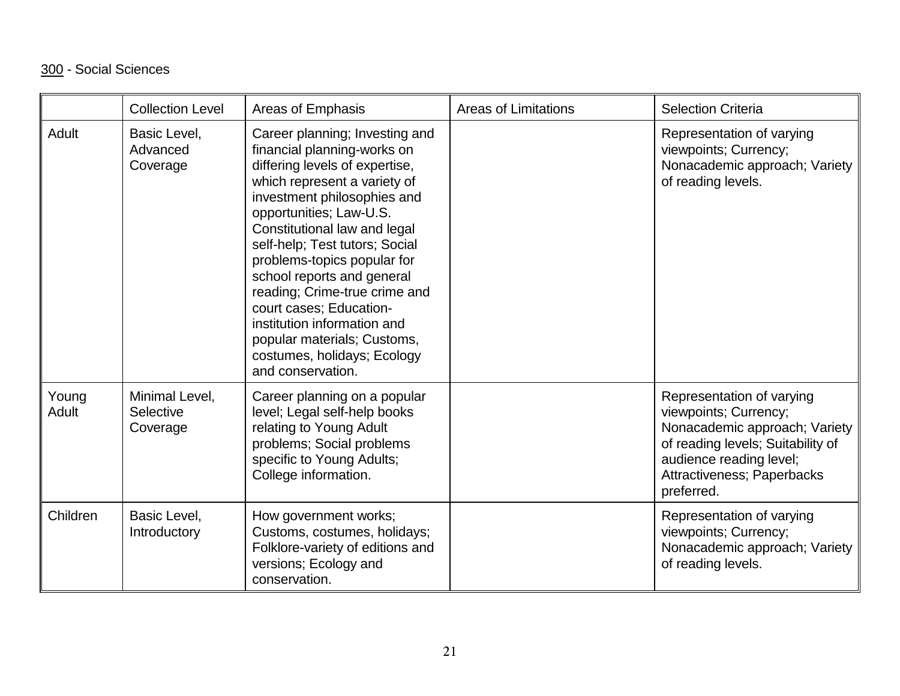<u>300</u> - Social Sciences

| | Collection Level | Areas of Emphasis | Areas of Limitations | Selection Criteria |
|---|---|---|---|---|
| Adult | Basic Level, Advanced Coverage | Career planning; Investing and financial planning-works on differing levels of expertise, which represent a variety of investment philosophies and opportunities; Law-U.S. Constitutional law and legal self-help; Test tutors; Social problems-topics popular for school reports and general reading; Crime-true crime and court cases; Education-institution information and popular materials; Customs, costumes, holidays; Ecology and conservation. | | Representation of varying viewpoints; Currency; Nonacademic approach; Variety of reading levels. |
| Young Adult | Minimal Level, Selective Coverage | Career planning on a popular level; Legal self-help books relating to Young Adult problems; Social problems specific to Young Adults; College information. | | Representation of varying viewpoints; Currency; Nonacademic approach; Variety of reading levels; Suitability of audience reading level; Attractiveness; Paperbacks preferred. |
| Children | Basic Level, Introductory | How government works; Customs, costumes, holidays; Folklore-variety of editions and versions; Ecology and conservation. | | Representation of varying viewpoints; Currency; Nonacademic approach; Variety of reading levels. |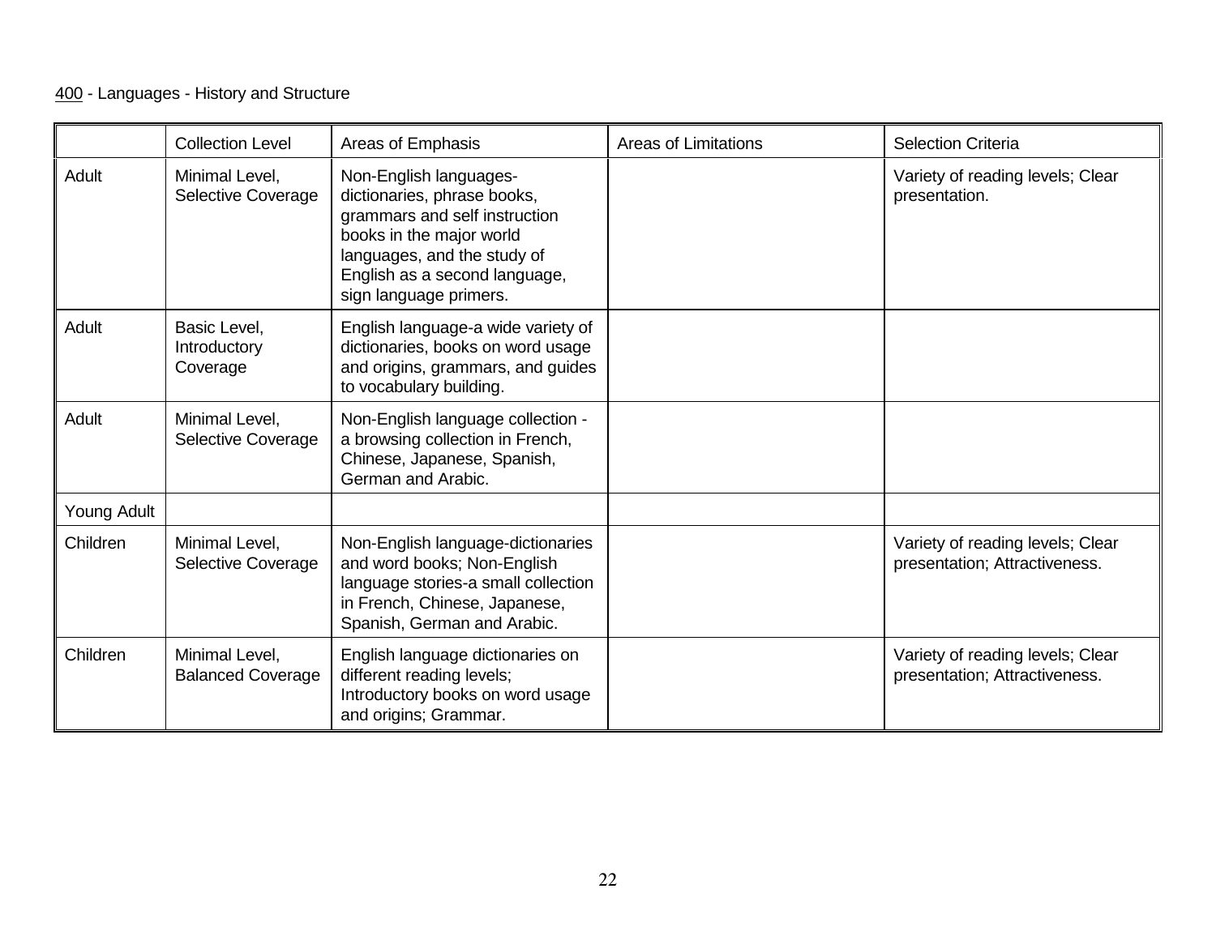400 - Languages - History and Structure

| | Collection Level | Areas of Emphasis | Areas of Limitations | Selection Criteria |
|---|---|---|---|---|
| Adult | Minimal Level, Selective Coverage | Non-English languages- dictionaries, phrase books, grammars and self instruction books in the major world languages, and the study of English as a second language, sign language primers. | | Variety of reading levels; Clear presentation. |
| Adult | Basic Level, Introductory Coverage | English language-a wide variety of dictionaries, books on word usage and origins, grammars, and guides to vocabulary building. | | |
| Adult | Minimal Level, Selective Coverage | Non-English language collection - a browsing collection in French, Chinese, Japanese, Spanish, German and Arabic. | | |
| Young Adult | | | | |
| Children | Minimal Level, Selective Coverage | Non-English language-dictionaries and word books; Non-English language stories-a small collection in French, Chinese, Japanese, Spanish, German and Arabic. | | Variety of reading levels; Clear presentation; Attractiveness. |
| Children | Minimal Level, Balanced Coverage | English language dictionaries on different reading levels; Introductory books on word usage and origins; Grammar. | | Variety of reading levels; Clear presentation; Attractiveness. |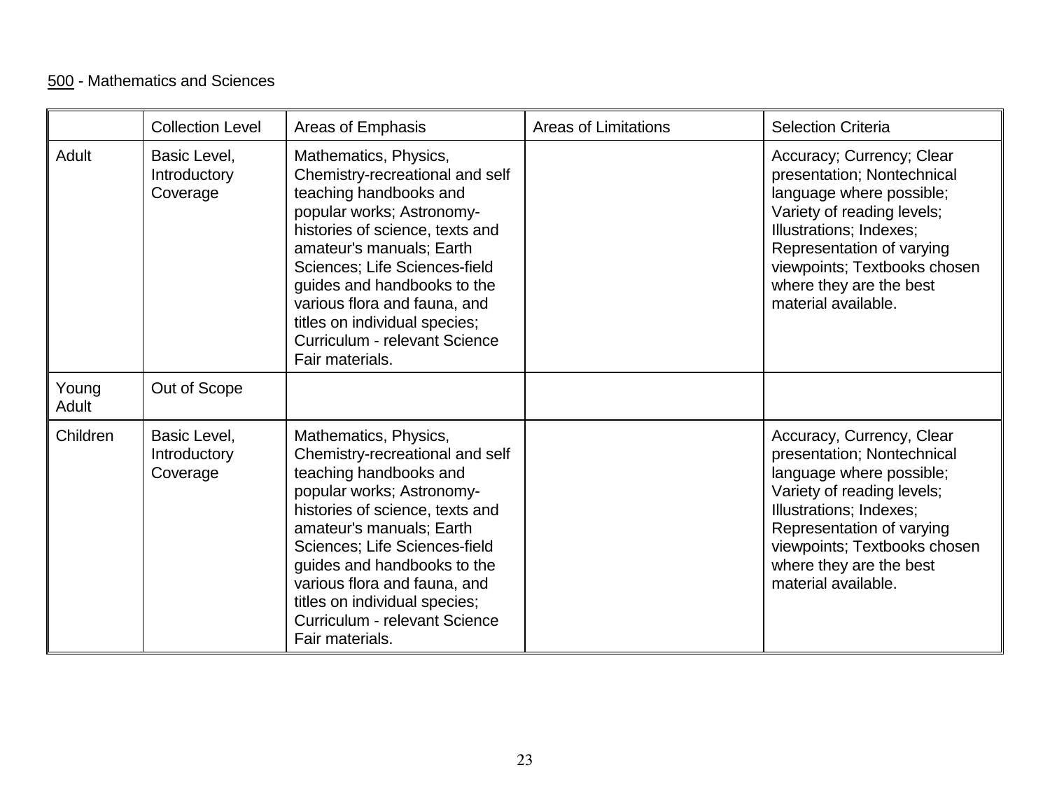<u>500</u> - Mathematics and Sciences

| | Collection Level | Areas of Emphasis | Areas of Limitations | Selection Criteria |
|---|---|---|---|---|
| Adult | Basic Level, Introductory Coverage | Mathematics, Physics, Chemistry-recreational and self teaching handbooks and popular works; Astronomy-histories of science, texts and amateur's manuals; Earth Sciences; Life Sciences-field guides and handbooks to the various flora and fauna, and titles on individual species; Curriculum - relevant Science Fair materials. | | Accuracy; Currency; Clear presentation; Nontechnical language where possible; Variety of reading levels; Illustrations; Indexes; Representation of varying viewpoints; Textbooks chosen where they are the best material available. |
| Young Adult | Out of Scope | | | |
| Children | Basic Level, Introductory Coverage | Mathematics, Physics, Chemistry-recreational and self teaching handbooks and popular works; Astronomy-histories of science, texts and amateur's manuals; Earth Sciences; Life Sciences-field guides and handbooks to the various flora and fauna, and titles on individual species; Curriculum - relevant Science Fair materials. | | Accuracy, Currency, Clear presentation; Nontechnical language where possible; Variety of reading levels; Illustrations; Indexes; Representation of varying viewpoints; Textbooks chosen where they are the best material available. |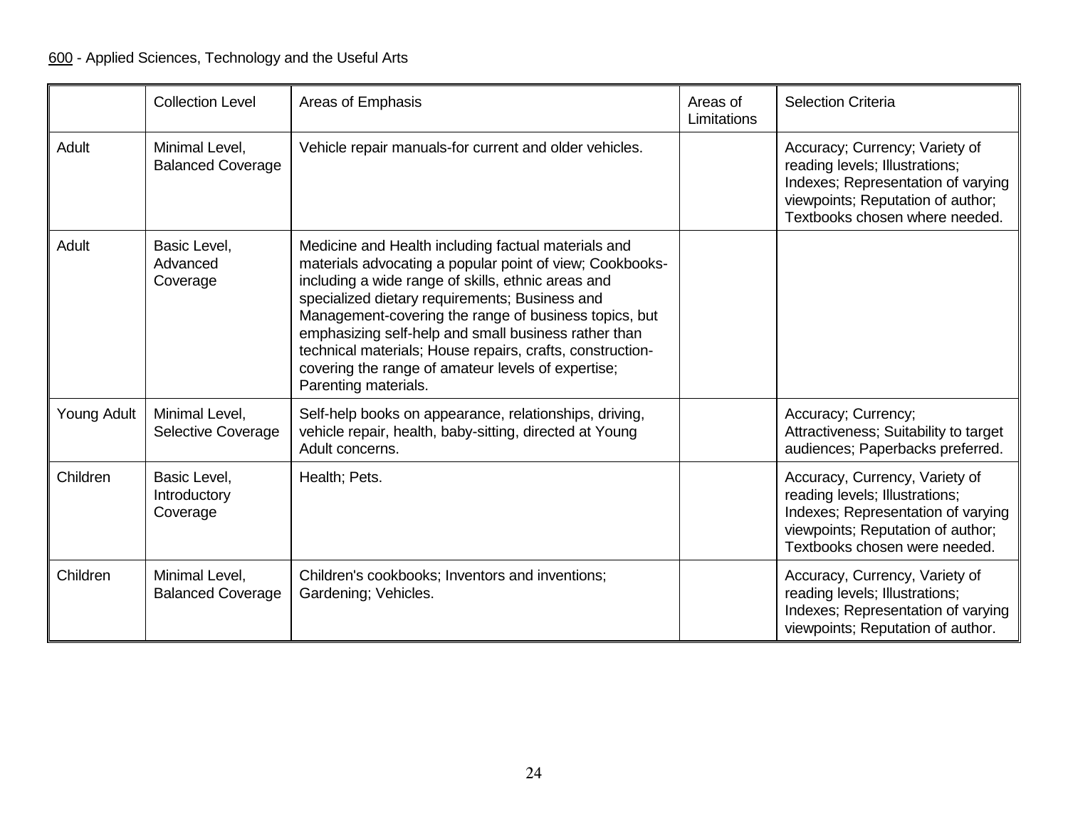600 - Applied Sciences, Technology and the Useful Arts

| | Collection Level | Areas of Emphasis | Areas of Limitations | Selection Criteria |
|---|---|---|---|---|
| Adult | Minimal Level, Balanced Coverage | Vehicle repair manuals-for current and older vehicles. | | Accuracy; Currency; Variety of reading levels; Illustrations; Indexes; Representation of varying viewpoints; Reputation of author; Textbooks chosen where needed. |
| Adult | Basic Level, Advanced Coverage | Medicine and Health including factual materials and materials advocating a popular point of view; Cookbooks-including a wide range of skills, ethnic areas and specialized dietary requirements; Business and Management-covering the range of business topics, but emphasizing self-help and small business rather than technical materials; House repairs, crafts, construction-covering the range of amateur levels of expertise; Parenting materials. | | |
| Young Adult | Minimal Level, Selective Coverage | Self-help books on appearance, relationships, driving, vehicle repair, health, baby-sitting, directed at Young Adult concerns. | | Accuracy; Currency; Attractiveness; Suitability to target audiences; Paperbacks preferred. |
| Children | Basic Level, Introductory Coverage | Health; Pets. | | Accuracy, Currency, Variety of reading levels; Illustrations; Indexes; Representation of varying viewpoints; Reputation of author; Textbooks chosen were needed. |
| Children | Minimal Level, Balanced Coverage | Children's cookbooks; Inventors and inventions; Gardening; Vehicles. | | Accuracy, Currency, Variety of reading levels; Illustrations; Indexes; Representation of varying viewpoints; Reputation of author. |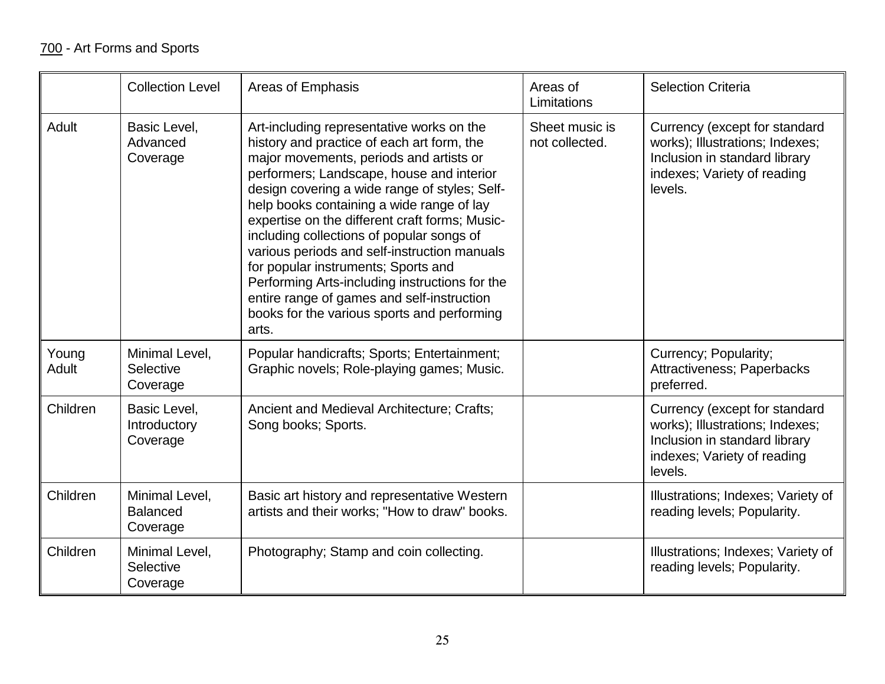700 - Art Forms and Sports

| | Collection Level | Areas of Emphasis | Areas of Limitations | Selection Criteria |
|---|---|---|---|---|
| Adult | Basic Level, Advanced Coverage | Art-including representative works on the history and practice of each art form, the major movements, periods and artists or performers; Landscape, house and interior design covering a wide range of styles; Self-help books containing a wide range of lay expertise on the different craft forms; Music-including collections of popular songs of various periods and self-instruction manuals for popular instruments; Sports and Performing Arts-including instructions for the entire range of games and self-instruction books for the various sports and performing arts. | Sheet music is not collected. | Currency (except for standard works); Illustrations; Indexes; Inclusion in standard library indexes; Variety of reading levels. |
| Young Adult | Minimal Level, Selective Coverage | Popular handicrafts; Sports; Entertainment; Graphic novels; Role-playing games; Music. | | Currency; Popularity; Attractiveness; Paperbacks preferred. |
| Children | Basic Level, Introductory Coverage | Ancient and Medieval Architecture; Crafts; Song books; Sports. | | Currency (except for standard works); Illustrations; Indexes; Inclusion in standard library indexes; Variety of reading levels. |
| Children | Minimal Level, Balanced Coverage | Basic art history and representative Western artists and their works; "How to draw" books. | | Illustrations; Indexes; Variety of reading levels; Popularity. |
| Children | Minimal Level, Selective Coverage | Photography; Stamp and coin collecting. | | Illustrations; Indexes; Variety of reading levels; Popularity. |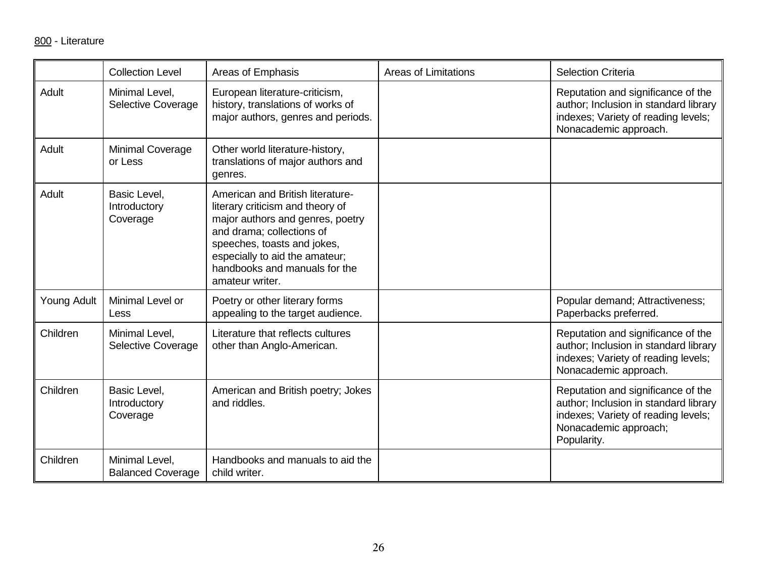800 - Literature

| | Collection Level | Areas of Emphasis | Areas of Limitations | Selection Criteria |
|---|---|---|---|---|
| Adult | Minimal Level, Selective Coverage | European literature-criticism, history, translations of works of major authors, genres and periods. | | Reputation and significance of the author; Inclusion in standard library indexes; Variety of reading levels; Nonacademic approach. |
| Adult | Minimal Coverage or Less | Other world literature-history, translations of major authors and genres. | | |
| Adult | Basic Level, Introductory Coverage | American and British literature-literary criticism and theory of major authors and genres, poetry and drama; collections of speeches, toasts and jokes, especially to aid the amateur; handbooks and manuals for the amateur writer. | | |
| Young Adult | Minimal Level or Less | Poetry or other literary forms appealing to the target audience. | | Popular demand; Attractiveness; Paperbacks preferred. |
| Children | Minimal Level, Selective Coverage | Literature that reflects cultures other than Anglo-American. | | Reputation and significance of the author; Inclusion in standard library indexes; Variety of reading levels; Nonacademic approach. |
| Children | Basic Level, Introductory Coverage | American and British poetry; Jokes and riddles. | | Reputation and significance of the author; Inclusion in standard library indexes; Variety of reading levels; Nonacademic approach; Popularity. |
| Children | Minimal Level, Balanced Coverage | Handbooks and manuals to aid the child writer. | | |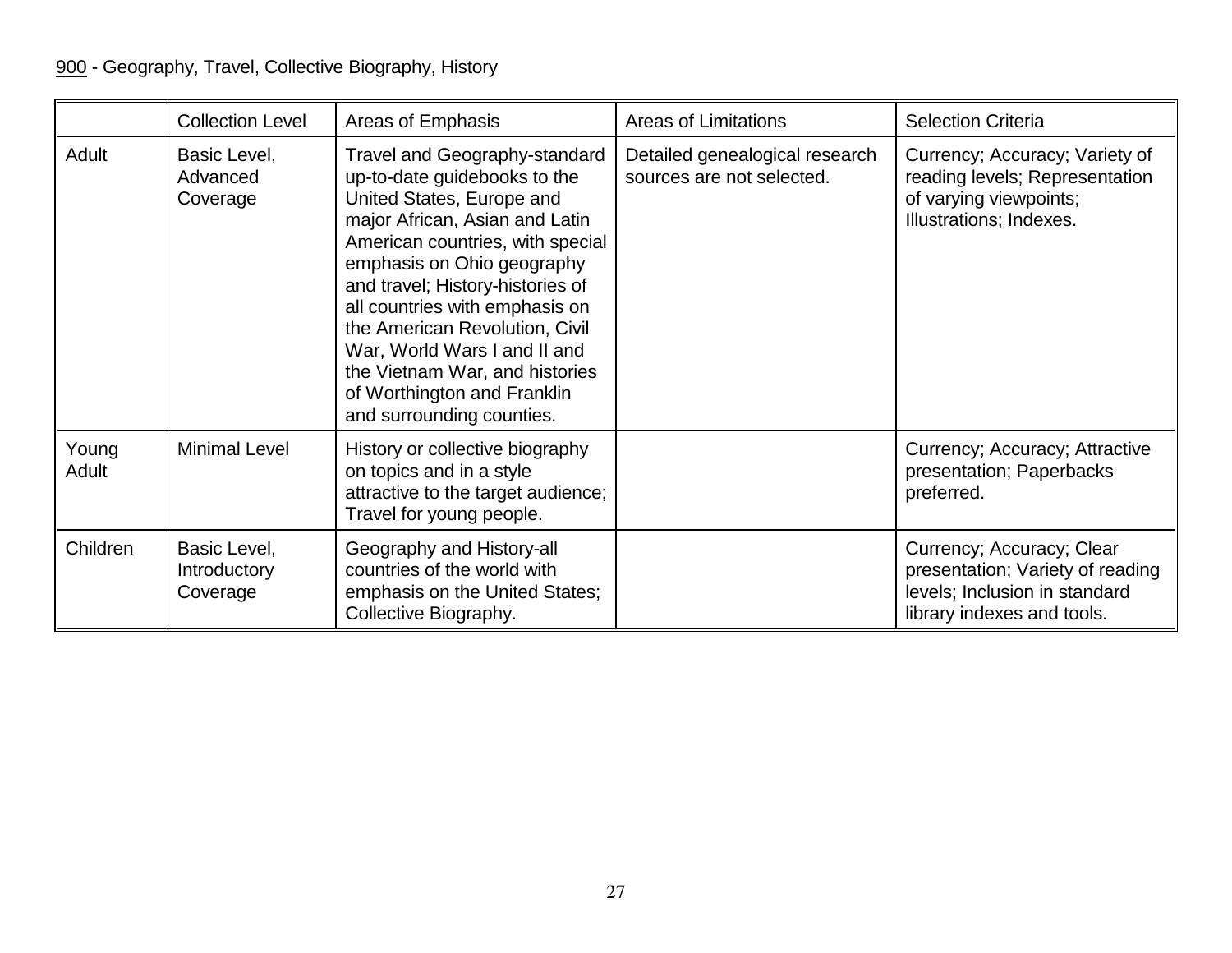<u>900</u> - Geography, Travel, Collective Biography, History

| | Collection Level | Areas of Emphasis | Areas of Limitations | Selection Criteria |
|---|---|---|---|---|
| Adult | Basic Level, Advanced Coverage | Travel and Geography-standard up-to-date guidebooks to the United States, Europe and major African, Asian and Latin American countries, with special emphasis on Ohio geography and travel; History-histories of all countries with emphasis on the American Revolution, Civil War, World Wars I and II and the Vietnam War, and histories of Worthington and Franklin and surrounding counties. | Detailed genealogical research sources are not selected. | Currency; Accuracy; Variety of reading levels; Representation of varying viewpoints; Illustrations; Indexes. |
| Young Adult | Minimal Level | History or collective biography on topics and in a style attractive to the target audience; Travel for young people. | | Currency; Accuracy; Attractive presentation; Paperbacks preferred. |
| Children | Basic Level, Introductory Coverage | Geography and History-all countries of the world with emphasis on the United States; Collective Biography. | | Currency; Accuracy; Clear presentation; Variety of reading levels; Inclusion in standard library indexes and tools. |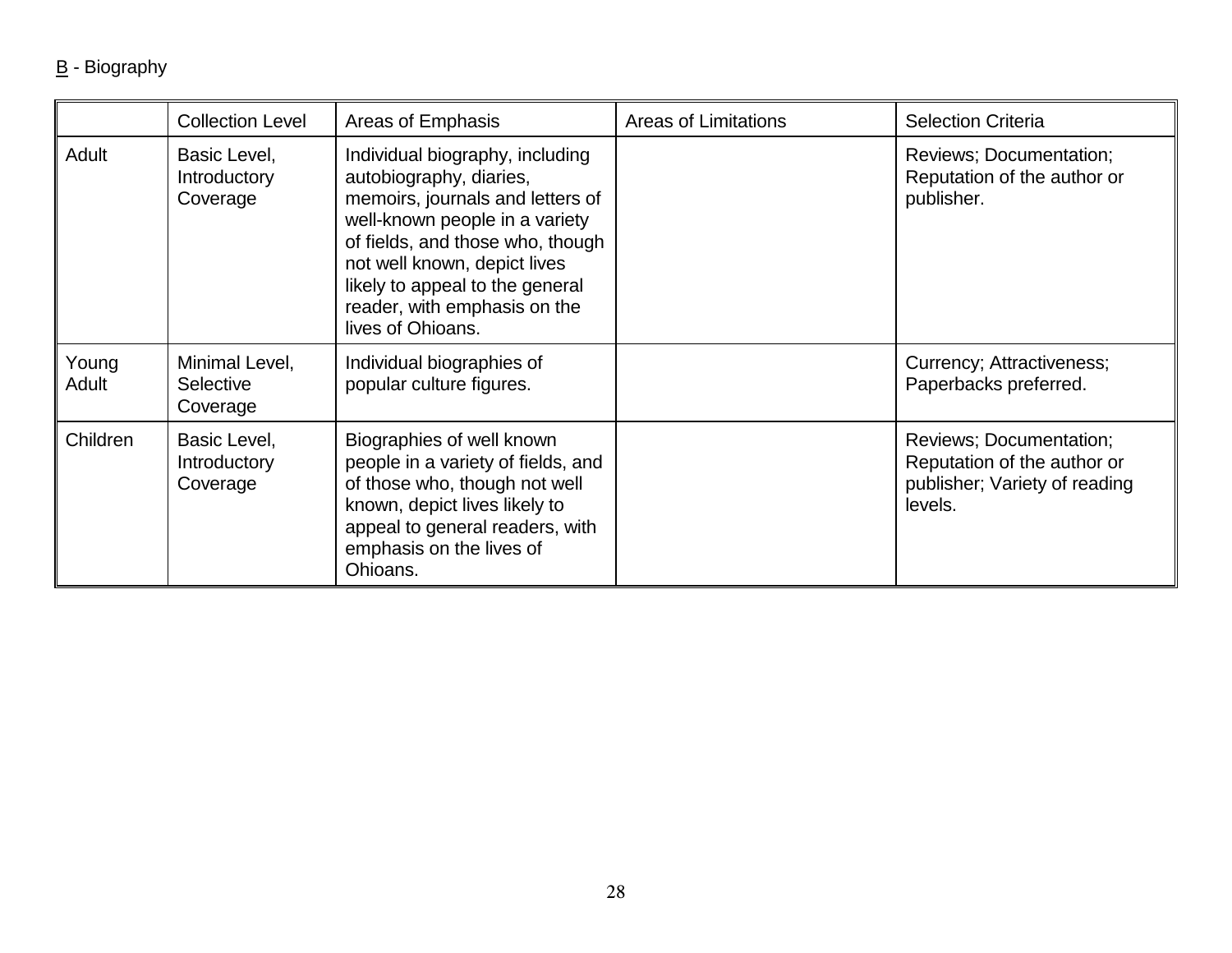B - Biography

| | Collection Level | Areas of Emphasis | Areas of Limitations | Selection Criteria |
|---|---|---|---|---|
| Adult | Basic Level, Introductory Coverage | Individual biography, including autobiography, diaries, memoirs, journals and letters of well-known people in a variety of fields, and those who, though not well known, depict lives likely to appeal to the general reader, with emphasis on the lives of Ohioans. | | Reviews; Documentation; Reputation of the author or publisher. |
| Young Adult | Minimal Level, Selective Coverage | Individual biographies of popular culture figures. | | Currency; Attractiveness; Paperbacks preferred. |
| Children | Basic Level, Introductory Coverage | Biographies of well known people in a variety of fields, and of those who, though not well known, depict lives likely to appeal to general readers, with emphasis on the lives of Ohioans. | | Reviews; Documentation; Reputation of the author or publisher; Variety of reading levels. |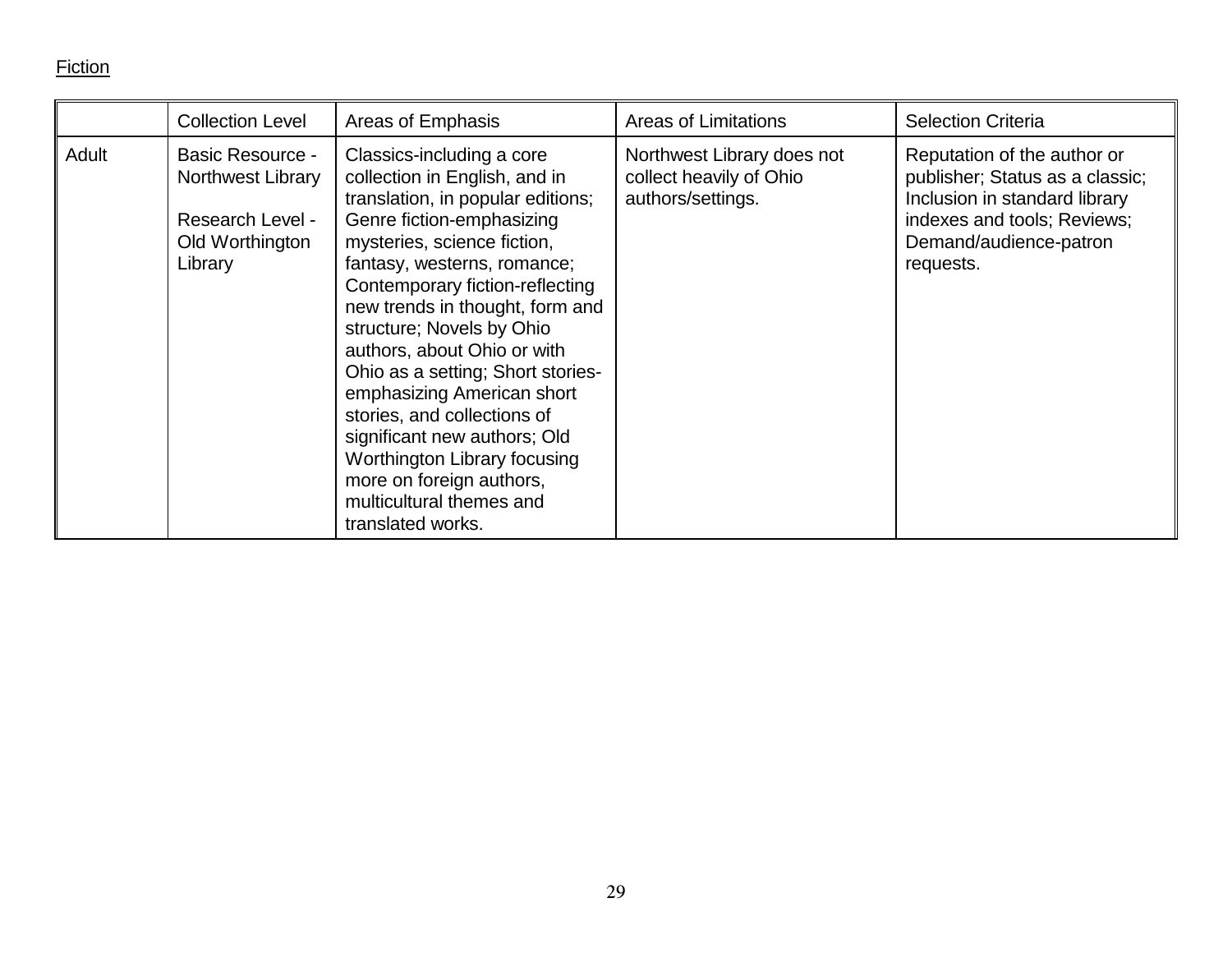Fiction

| | Collection Level | Areas of Emphasis | Areas of Limitations | Selection Criteria |
|---|---|---|---|---|
| Adult | Basic Resource - Northwest Library<br><br>Research Level - Old Worthington Library | Classics-including a core collection in English, and in translation, in popular editions; Genre fiction-emphasizing mysteries, science fiction, fantasy, westerns, romance; Contemporary fiction-reflecting new trends in thought, form and structure; Novels by Ohio authors, about Ohio or with Ohio as a setting; Short stories-emphasizing American short stories, and collections of significant new authors; Old Worthington Library focusing more on foreign authors, multicultural themes and translated works. | Northwest Library does not collect heavily of Ohio authors/settings. | Reputation of the author or publisher; Status as a classic; Inclusion in standard library indexes and tools; Reviews; Demand/audience-patron requests. |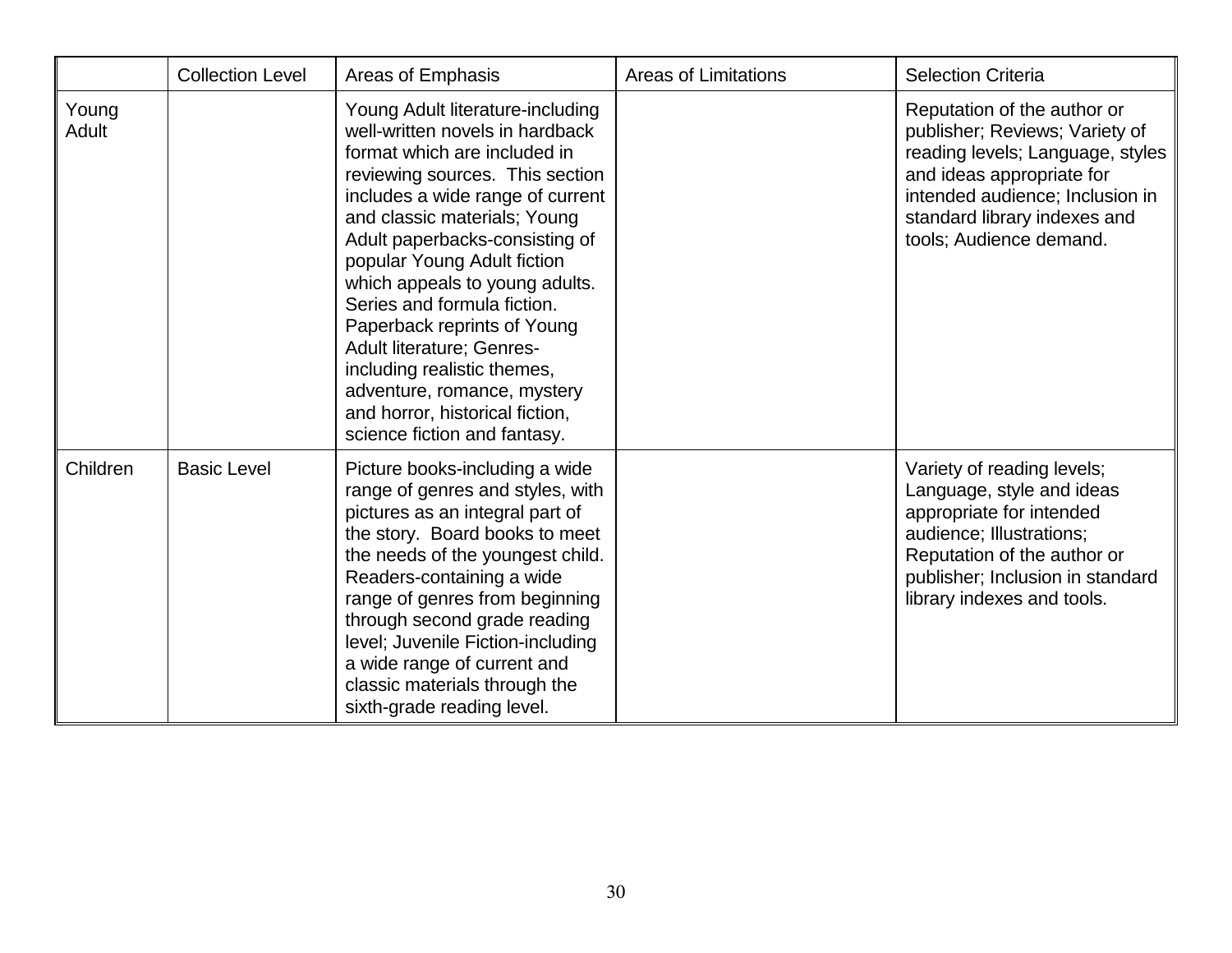| | Collection Level | Areas of Emphasis | Areas of Limitations | Selection Criteria |
|---|---|---|---|---|
| Young Adult | | Young Adult literature-including well-written novels in hardback format which are included in reviewing sources. This section includes a wide range of current and classic materials; Young Adult paperbacks-consisting of popular Young Adult fiction which appeals to young adults. Series and formula fiction. Paperback reprints of Young Adult literature; Genres-including realistic themes, adventure, romance, mystery and horror, historical fiction, science fiction and fantasy. | | Reputation of the author or publisher; Reviews; Variety of reading levels; Language, styles and ideas appropriate for intended audience; Inclusion in standard library indexes and tools; Audience demand. |
| Children | Basic Level | Picture books-including a wide range of genres and styles, with pictures as an integral part of the story. Board books to meet the needs of the youngest child. Readers-containing a wide range of genres from beginning through second grade reading level; Juvenile Fiction-including a wide range of current and classic materials through the sixth-grade reading level. | | Variety of reading levels; Language, style and ideas appropriate for intended audience; Illustrations; Reputation of the author or publisher; Inclusion in standard library indexes and tools. |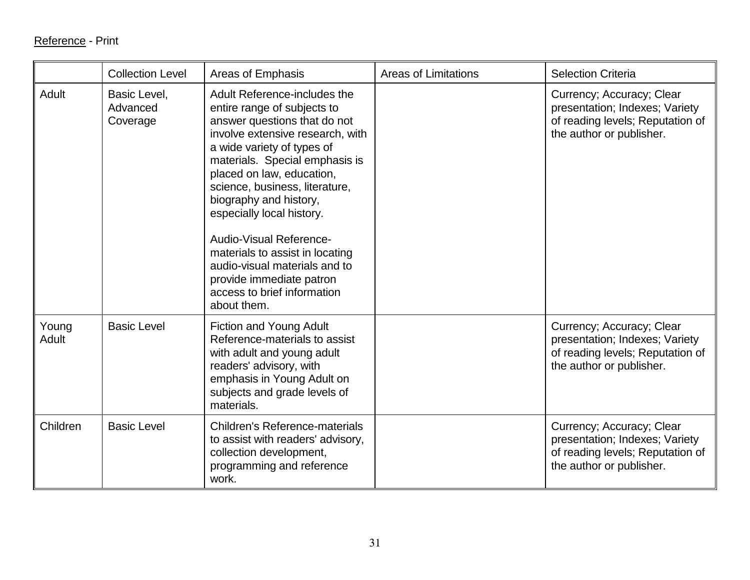Reference - Print

| | Collection Level | Areas of Emphasis | Areas of Limitations | Selection Criteria |
|---|---|---|---|---|
| Adult | Basic Level, Advanced Coverage | Adult Reference-includes the entire range of subjects to answer questions that do not involve extensive research, with a wide variety of types of materials. Special emphasis is placed on law, education, science, business, literature, biography and history, especially local history.<br><br>Audio-Visual Reference-materials to assist in locating audio-visual materials and to provide immediate patron access to brief information about them. | | Currency; Accuracy; Clear presentation; Indexes; Variety of reading levels; Reputation of the author or publisher. |
| Young Adult | Basic Level | Fiction and Young Adult Reference-materials to assist with adult and young adult readers' advisory, with emphasis in Young Adult on subjects and grade levels of materials. | | Currency; Accuracy; Clear presentation; Indexes; Variety of reading levels; Reputation of the author or publisher. |
| Children | Basic Level | Children's Reference-materials to assist with readers' advisory, collection development, programming and reference work. | | Currency; Accuracy; Clear presentation; Indexes; Variety of reading levels; Reputation of the author or publisher. |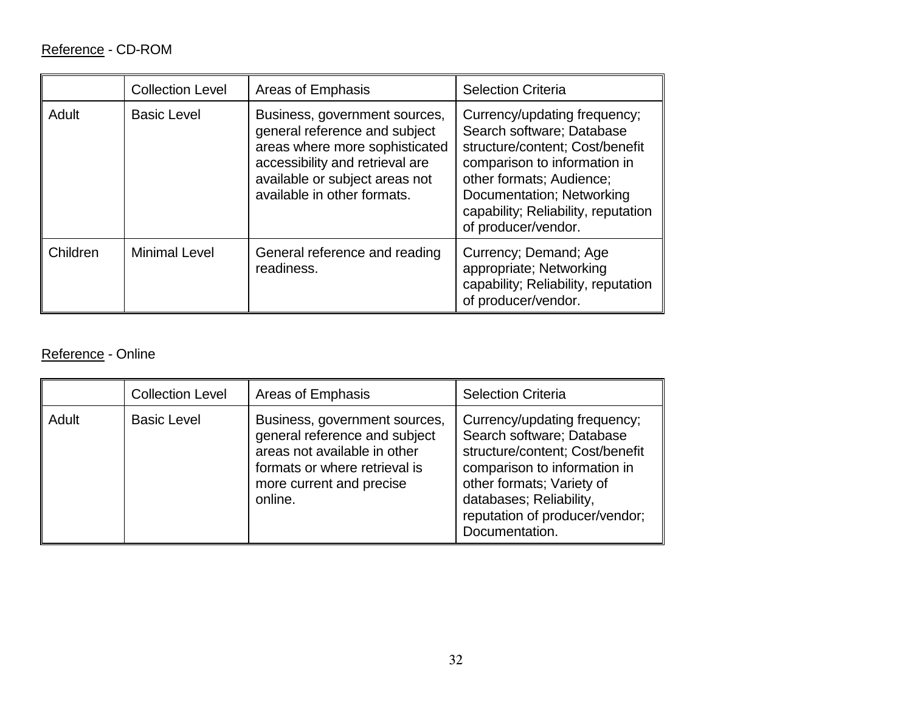Reference - CD-ROM

| | Collection Level | Areas of Emphasis | Selection Criteria |
|---|---|---|---|
| Adult | Basic Level | Business, government sources, general reference and subject areas where more sophisticated accessibility and retrieval are available or subject areas not available in other formats. | Currency/updating frequency; Search software; Database structure/content; Cost/benefit comparison to information in other formats; Audience; Documentation; Networking capability; Reliability, reputation of producer/vendor. |
| Children | Minimal Level | General reference and reading readiness. | Currency; Demand; Age appropriate; Networking capability; Reliability, reputation of producer/vendor. |

Reference - Online

| | Collection Level | Areas of Emphasis | Selection Criteria |
|---|---|---|---|
| Adult | Basic Level | Business, government sources, general reference and subject areas not available in other formats or where retrieval is more current and precise online. | Currency/updating frequency; Search software; Database structure/content; Cost/benefit comparison to information in other formats; Variety of databases; Reliability, reputation of producer/vendor; Documentation. |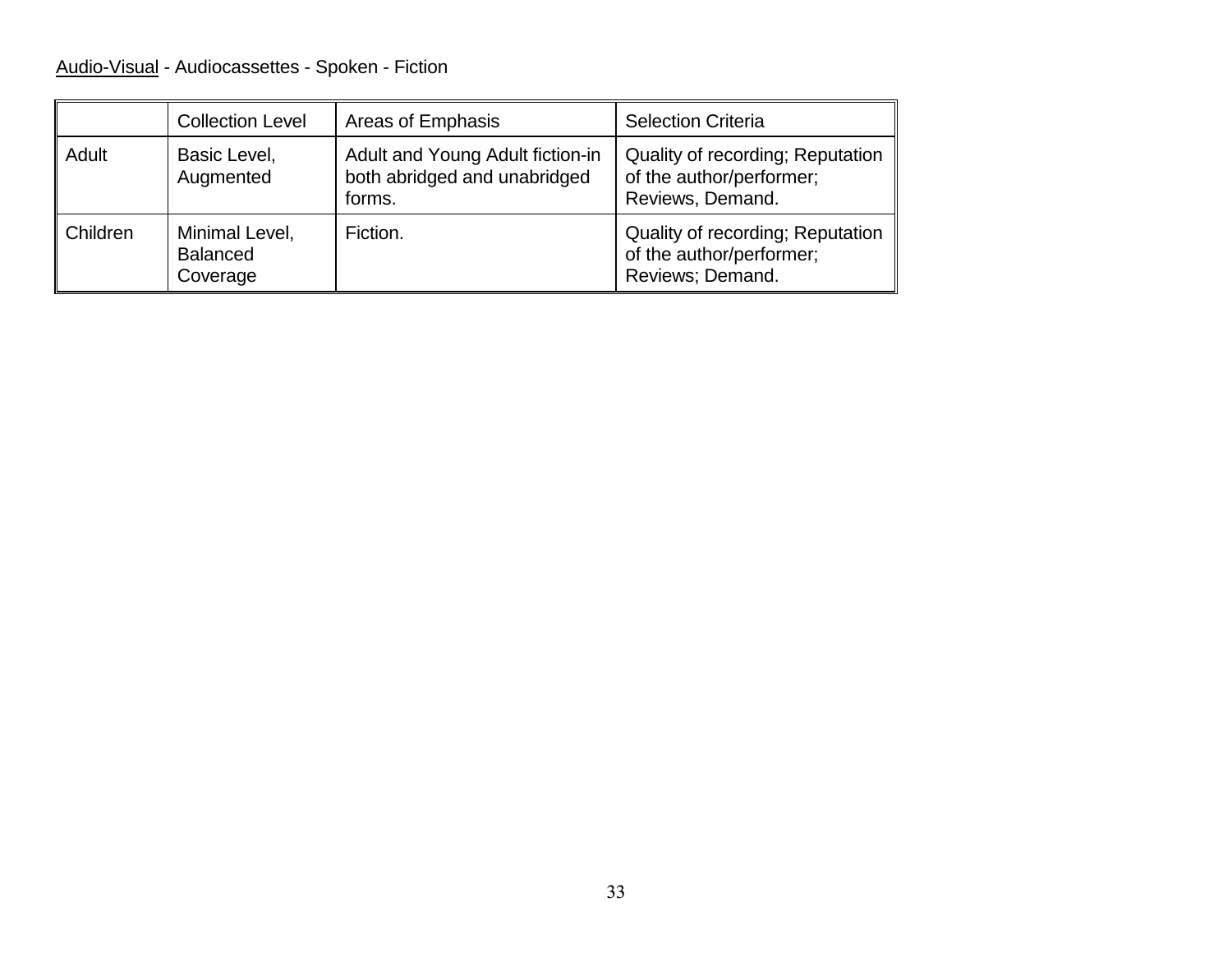Audio-Visual - Audiocassettes - Spoken - Fiction

| | Collection Level | Areas of Emphasis | Selection Criteria |
|---|---|---|---|
| Adult | Basic Level, Augmented | Adult and Young Adult fiction-in both abridged and unabridged forms. | Quality of recording; Reputation of the author/performer; Reviews, Demand. |
| Children | Minimal Level, Balanced Coverage | Fiction. | Quality of recording; Reputation of the author/performer; Reviews; Demand. |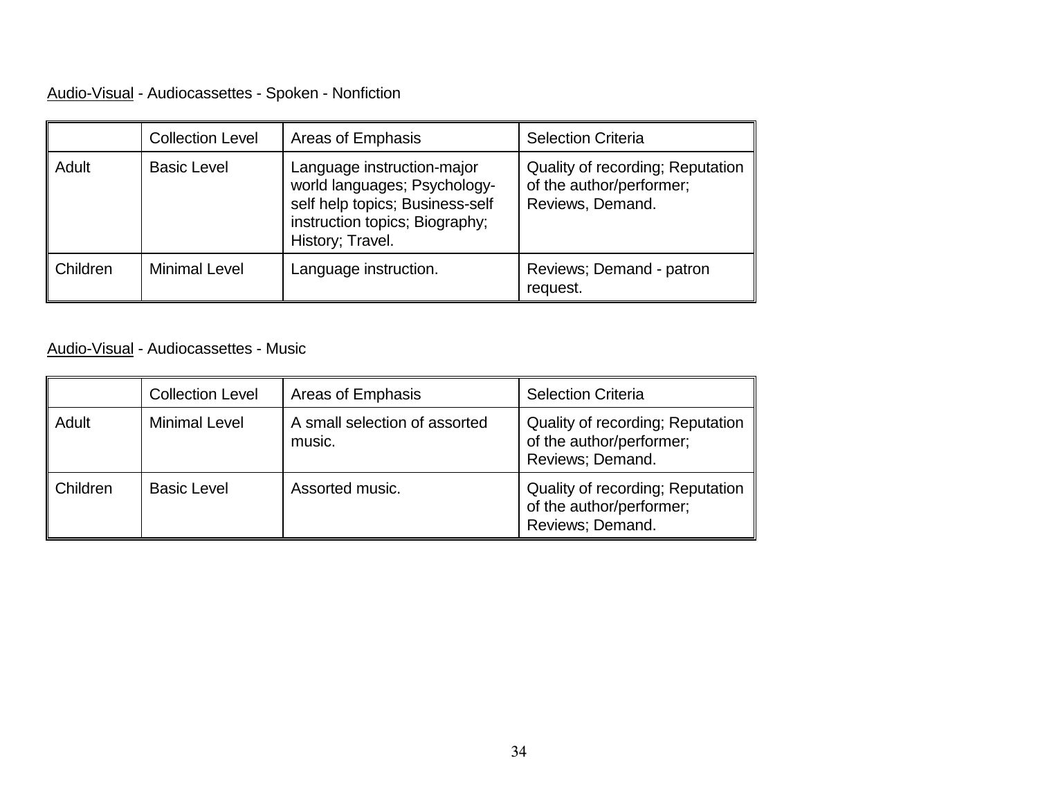<u>Audio-Visual</u> - Audiocassettes - Spoken - Nonfiction

| | Collection Level | Areas of Emphasis | Selection Criteria |
|---|---|---|---|
| Adult | Basic Level | Language instruction-major world languages; Psychology-self help topics; Business-self instruction topics; Biography; History; Travel. | Quality of recording; Reputation of the author/performer; Reviews, Demand. |
| Children | Minimal Level | Language instruction. | Reviews; Demand - patron request. |

<u>Audio-Visual</u> - Audiocassettes - Music

| | Collection Level | Areas of Emphasis | Selection Criteria |
|---|---|---|---|
| Adult | Minimal Level | A small selection of assorted music. | Quality of recording; Reputation of the author/performer; Reviews; Demand. |
| Children | Basic Level | Assorted music. | Quality of recording; Reputation of the author/performer; Reviews; Demand. |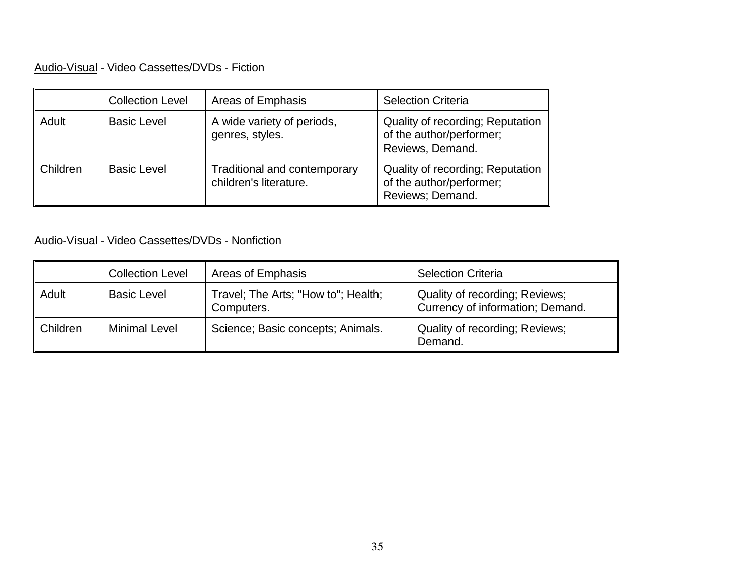<u>Audio-Visual</u> - Video Cassettes/DVDs - Fiction

| | Collection Level | Areas of Emphasis | Selection Criteria |
|---|---|---|---|
| Adult | Basic Level | A wide variety of periods, genres, styles. | Quality of recording; Reputation of the author/performer; Reviews, Demand. |
| Children | Basic Level | Traditional and contemporary children's literature. | Quality of recording; Reputation of the author/performer; Reviews; Demand. |

<u>Audio-Visual</u> - Video Cassettes/DVDs - Nonfiction

| | Collection Level | Areas of Emphasis | Selection Criteria |
|---|---|---|---|
| Adult | Basic Level | Travel; The Arts; "How to"; Health; Computers. | Quality of recording; Reviews; Currency of information; Demand. |
| Children | Minimal Level | Science; Basic concepts; Animals. | Quality of recording; Reviews; Demand. |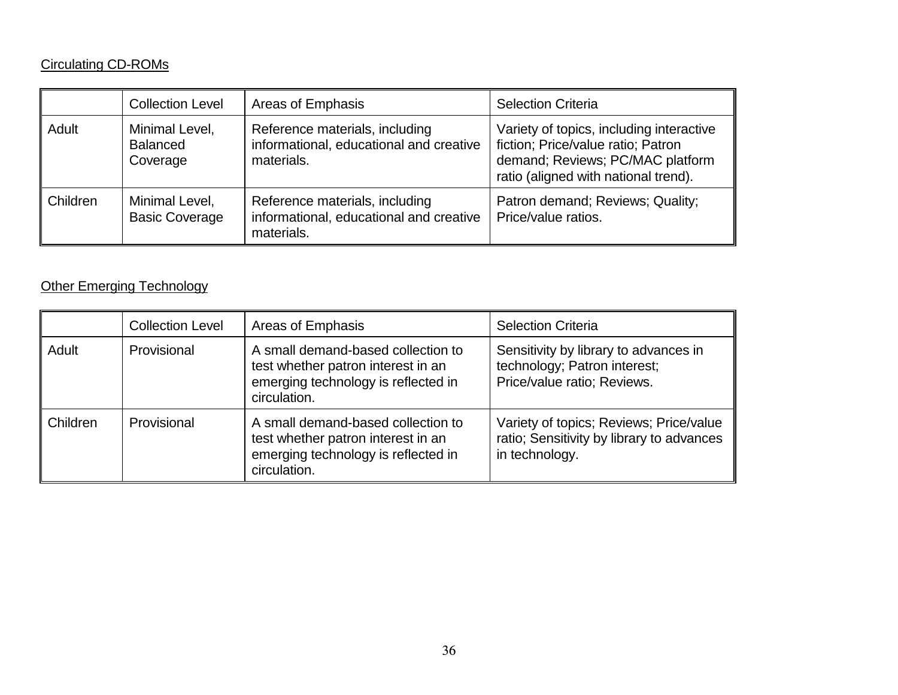Circulating CD-ROMs

| | Collection Level | Areas of Emphasis | Selection Criteria |
|---|---|---|---|
| Adult | Minimal Level, Balanced Coverage | Reference materials, including informational, educational and creative materials. | Variety of topics, including interactive fiction; Price/value ratio; Patron demand; Reviews; PC/MAC platform ratio (aligned with national trend). |
| Children | Minimal Level, Basic Coverage | Reference materials, including informational, educational and creative materials. | Patron demand; Reviews; Quality; Price/value ratios. |

Other Emerging Technology

| | Collection Level | Areas of Emphasis | Selection Criteria |
|---|---|---|---|
| Adult | Provisional | A small demand-based collection to test whether patron interest in an emerging technology is reflected in circulation. | Sensitivity by library to advances in technology; Patron interest; Price/value ratio; Reviews. |
| Children | Provisional | A small demand-based collection to test whether patron interest in an emerging technology is reflected in circulation. | Variety of topics; Reviews; Price/value ratio; Sensitivity by library to advances in technology. |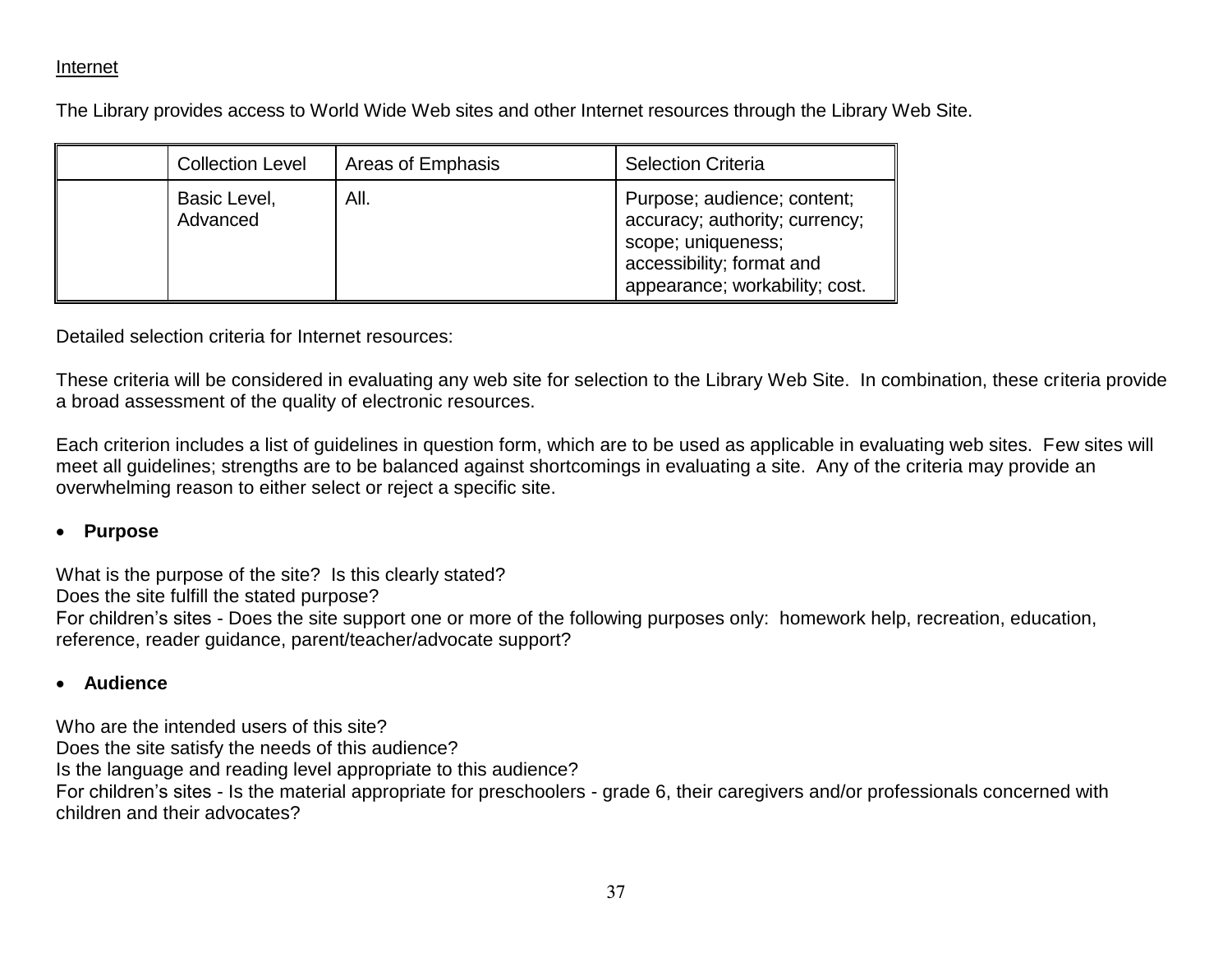<u>Internet</u>

The Library provides access to World Wide Web sites and other Internet resources through the Library Web Site.

| | Collection Level | Areas of Emphasis | Selection Criteria |
|---|---|---|---|
| | Basic Level, Advanced | All. | Purpose; audience; content; accuracy; authority; currency; scope; uniqueness; accessibility; format and appearance; workability; cost. |

Detailed selection criteria for Internet resources:

These criteria will be considered in evaluating any web site for selection to the Library Web Site. In combination, these criteria provide a broad assessment of the quality of electronic resources.

Each criterion includes a list of guidelines in question form, which are to be used as applicable in evaluating web sites. Few sites will meet all guidelines; strengths are to be balanced against shortcomings in evaluating a site. Any of the criteria may provide an overwhelming reason to either select or reject a specific site.

- **Purpose**

What is the purpose of the site? Is this clearly stated?
Does the site fulfill the stated purpose?
For children's sites - Does the site support one or more of the following purposes only: homework help, recreation, education, reference, reader guidance, parent/teacher/advocate support?

- **Audience**

Who are the intended users of this site?
Does the site satisfy the needs of this audience?
Is the language and reading level appropriate to this audience?
For children's sites - Is the material appropriate for preschoolers - grade 6, their caregivers and/or professionals concerned with children and their advocates?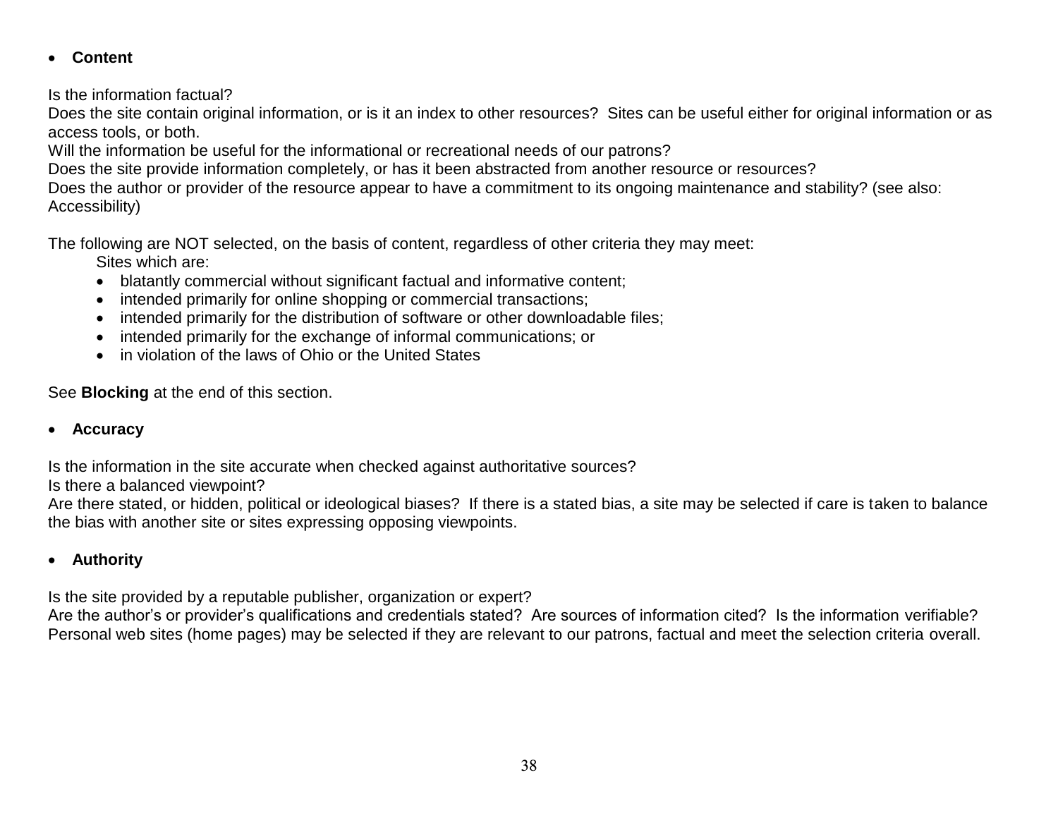- **Content**

Is the information factual?
Does the site contain original information, or is it an index to other resources? Sites can be useful either for original information or as access tools, or both.
Will the information be useful for the informational or recreational needs of our patrons?
Does the site provide information completely, or has it been abstracted from another resource or resources?
Does the author or provider of the resource appear to have a commitment to its ongoing maintenance and stability? (see also: Accessibility)

The following are NOT selected, on the basis of content, regardless of other criteria they may meet:

Sites which are:

- blatantly commercial without significant factual and informative content;
- intended primarily for online shopping or commercial transactions;
- intended primarily for the distribution of software or other downloadable files;
- intended primarily for the exchange of informal communications; or
- in violation of the laws of Ohio or the United States

See **Blocking** at the end of this section.

- **Accuracy**

Is the information in the site accurate when checked against authoritative sources?
Is there a balanced viewpoint?
Are there stated, or hidden, political or ideological biases? If there is a stated bias, a site may be selected if care is taken to balance the bias with another site or sites expressing opposing viewpoints.

- **Authority**

Is the site provided by a reputable publisher, organization or expert?
Are the author's or provider's qualifications and credentials stated? Are sources of information cited? Is the information verifiable?
Personal web sites (home pages) may be selected if they are relevant to our patrons, factual and meet the selection criteria overall.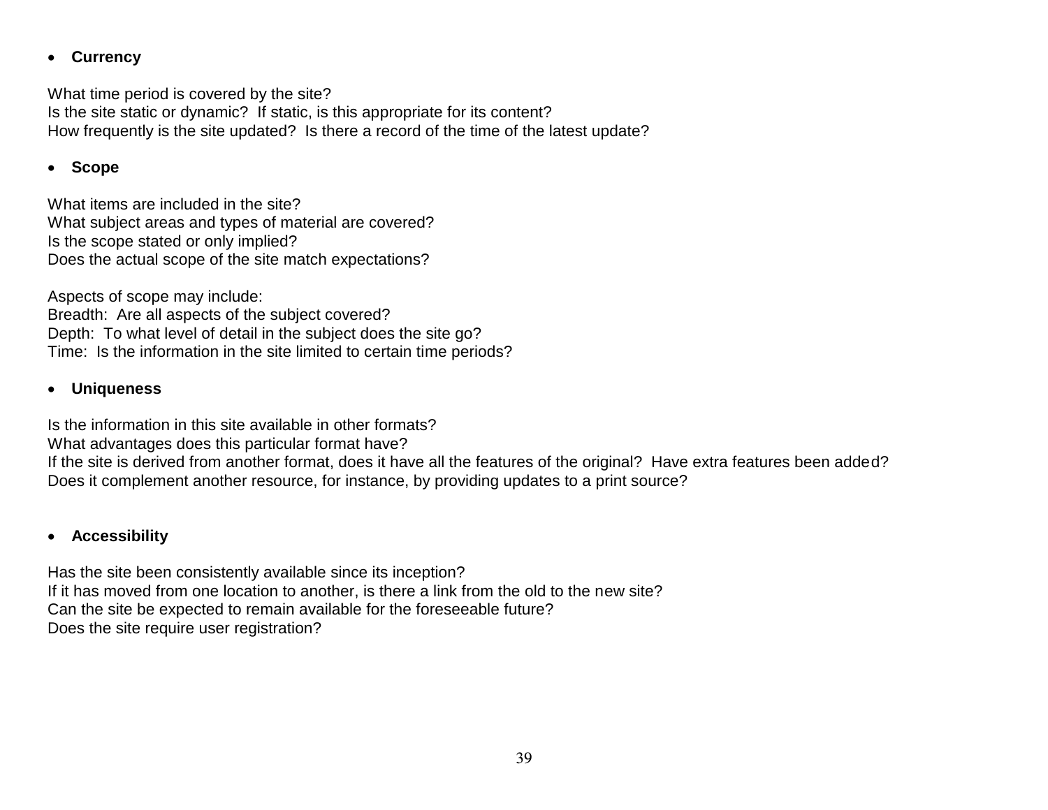- **Currency**

What time period is covered by the site?
Is the site static or dynamic? If static, is this appropriate for its content?
How frequently is the site updated? Is there a record of the time of the latest update?

- **Scope**

What items are included in the site?
What subject areas and types of material are covered?
Is the scope stated or only implied?
Does the actual scope of the site match expectations?

Aspects of scope may include:
Breadth: Are all aspects of the subject covered?
Depth: To what level of detail in the subject does the site go?
Time: Is the information in the site limited to certain time periods?

- **Uniqueness**

Is the information in this site available in other formats?
What advantages does this particular format have?
If the site is derived from another format, does it have all the features of the original? Have extra features been added?
Does it complement another resource, for instance, by providing updates to a print source?

- **Accessibility**

Has the site been consistently available since its inception?
If it has moved from one location to another, is there a link from the old to the new site?
Can the site be expected to remain available for the foreseeable future?
Does the site require user registration?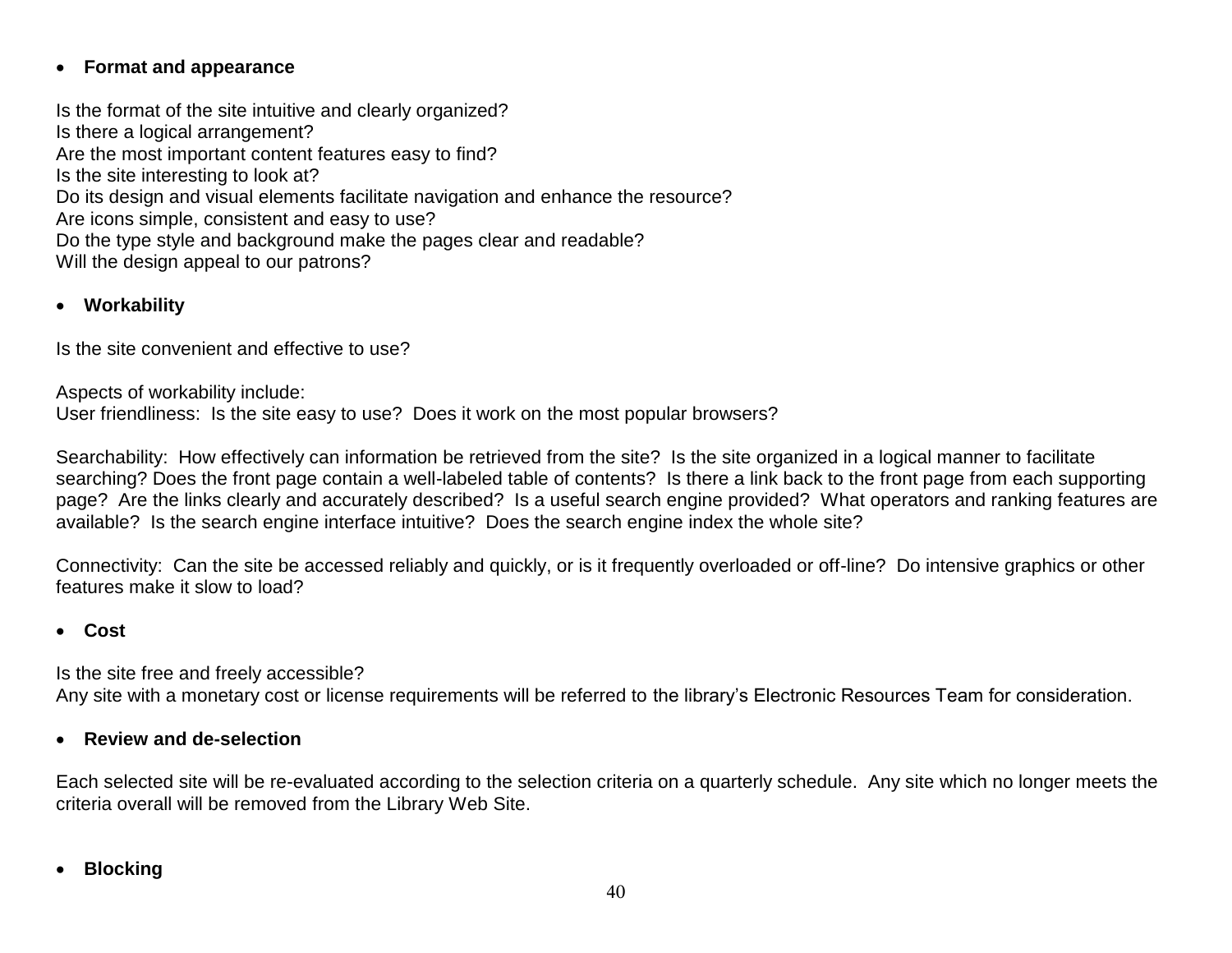- **Format and appearance**

Is the format of the site intuitive and clearly organized?
Is there a logical arrangement?
Are the most important content features easy to find?
Is the site interesting to look at?
Do its design and visual elements facilitate navigation and enhance the resource?
Are icons simple, consistent and easy to use?
Do the type style and background make the pages clear and readable?
Will the design appeal to our patrons?

- **Workability**

Is the site convenient and effective to use?

Aspects of workability include:
User friendliness: Is the site easy to use? Does it work on the most popular browsers?

Searchability: How effectively can information be retrieved from the site? Is the site organized in a logical manner to facilitate searching? Does the front page contain a well-labeled table of contents? Is there a link back to the front page from each supporting page? Are the links clearly and accurately described? Is a useful search engine provided? What operators and ranking features are available? Is the search engine interface intuitive? Does the search engine index the whole site?

Connectivity: Can the site be accessed reliably and quickly, or is it frequently overloaded or off-line? Do intensive graphics or other features make it slow to load?

- **Cost**

Is the site free and freely accessible?
Any site with a monetary cost or license requirements will be referred to the library's Electronic Resources Team for consideration.

- **Review and de-selection**

Each selected site will be re-evaluated according to the selection criteria on a quarterly schedule. Any site which no longer meets the criteria overall will be removed from the Library Web Site.

- **Blocking**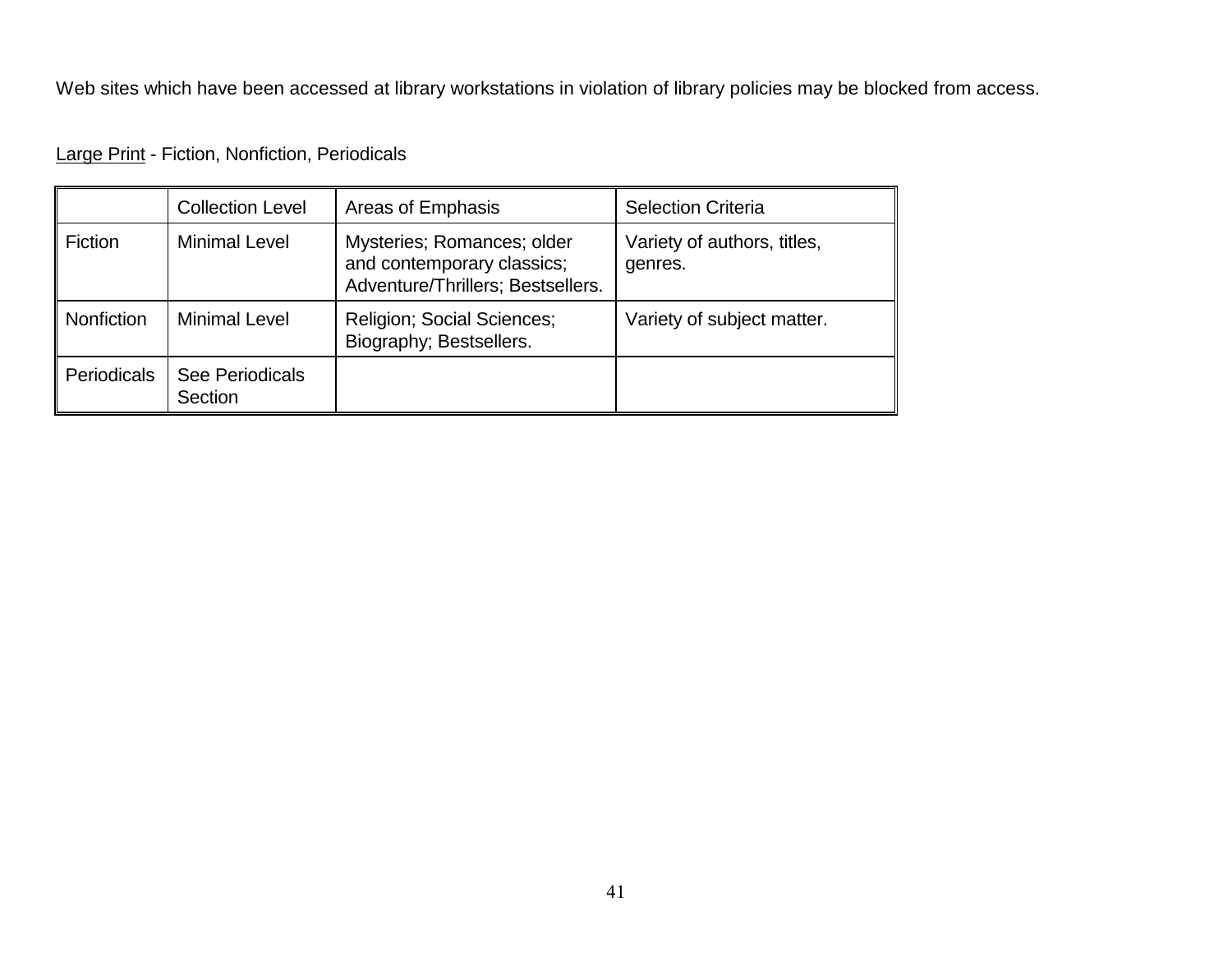Web sites which have been accessed at library workstations in violation of library policies may be blocked from access.

Large Print - Fiction, Nonfiction, Periodicals

| | Collection Level | Areas of Emphasis | Selection Criteria |
|---|---|---|---|
| Fiction | Minimal Level | Mysteries; Romances; older and contemporary classics; Adventure/Thrillers; Bestsellers. | Variety of authors, titles, genres. |
| Nonfiction | Minimal Level | Religion; Social Sciences; Biography; Bestsellers. | Variety of subject matter. |
| Periodicals | See Periodicals Section | | |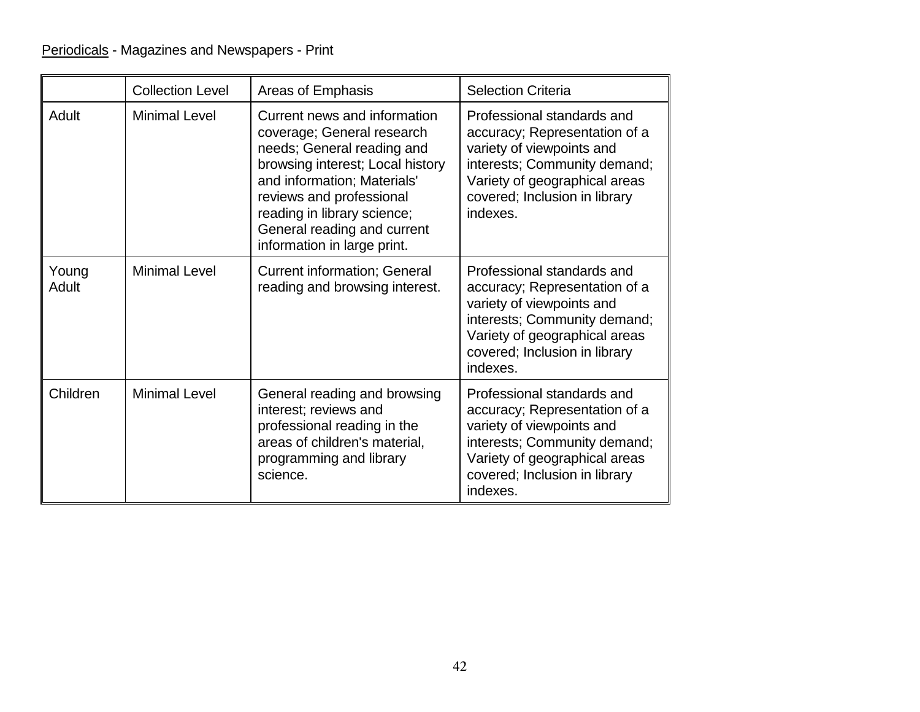Periodicals - Magazines and Newspapers - Print

| | Collection Level | Areas of Emphasis | Selection Criteria |
|---|---|---|---|
| Adult | Minimal Level | Current news and information coverage; General research needs; General reading and browsing interest; Local history and information; Materials' reviews and professional reading in library science; General reading and current information in large print. | Professional standards and accuracy; Representation of a variety of viewpoints and interests; Community demand; Variety of geographical areas covered; Inclusion in library indexes. |
| Young Adult | Minimal Level | Current information; General reading and browsing interest. | Professional standards and accuracy; Representation of a variety of viewpoints and interests; Community demand; Variety of geographical areas covered; Inclusion in library indexes. |
| Children | Minimal Level | General reading and browsing interest; reviews and professional reading in the areas of children's material, programming and library science. | Professional standards and accuracy; Representation of a variety of viewpoints and interests; Community demand; Variety of geographical areas covered; Inclusion in library indexes. |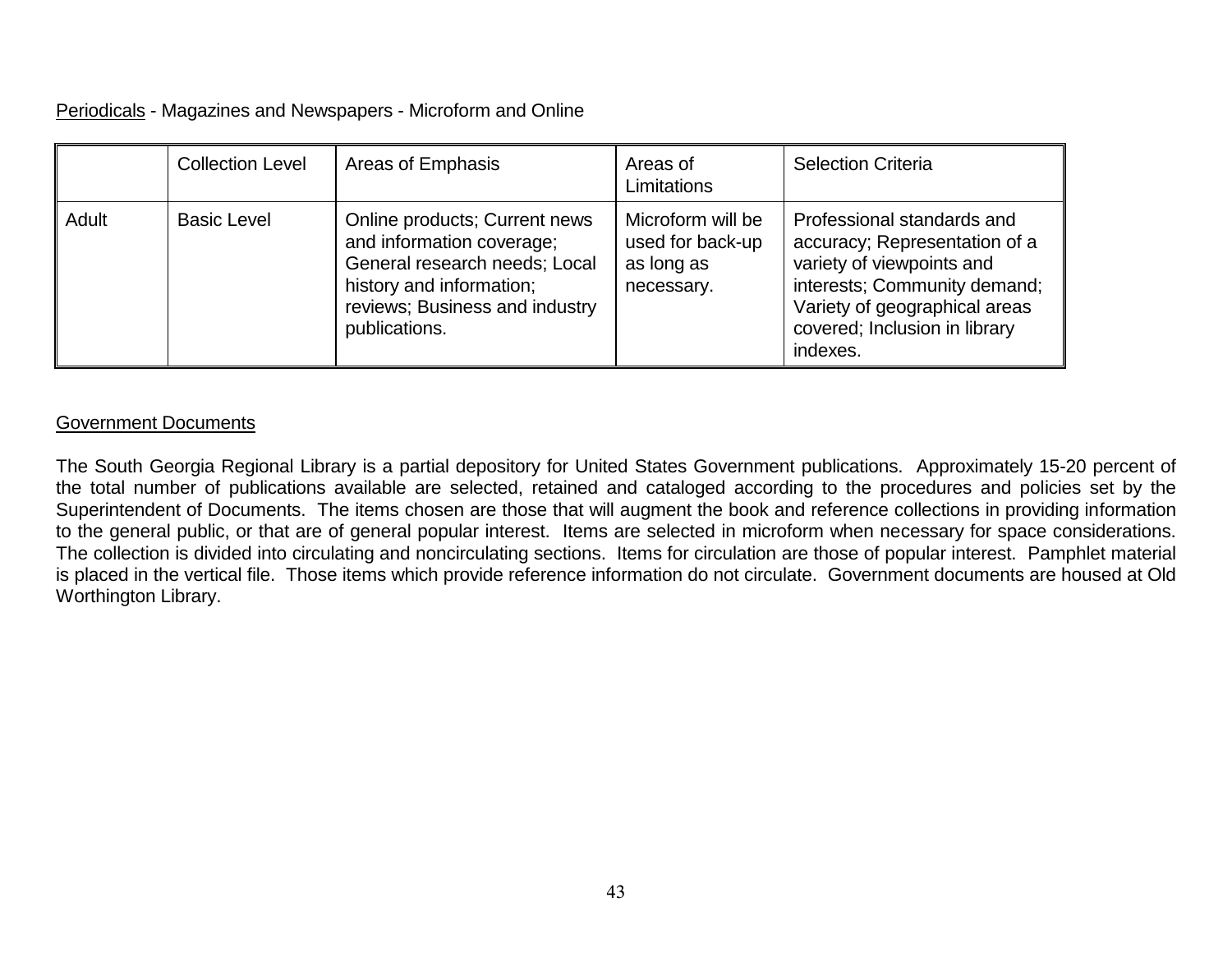<u>Periodicals</u> - Magazines and Newspapers - Microform and Online

| | Collection Level | Areas of Emphasis | Areas of Limitations | Selection Criteria |
|---|---|---|---|---|
| Adult | Basic Level | Online products; Current news and information coverage; General research needs; Local history and information; reviews; Business and industry publications. | Microform will be used for back-up as long as necessary. | Professional standards and accuracy; Representation of a variety of viewpoints and interests; Community demand; Variety of geographical areas covered; Inclusion in library indexes. |

<u>Government Documents</u>

The South Georgia Regional Library is a partial depository for United States Government publications. Approximately 15-20 percent of the total number of publications available are selected, retained and cataloged according to the procedures and policies set by the Superintendent of Documents. The items chosen are those that will augment the book and reference collections in providing information to the general public, or that are of general popular interest. Items are selected in microform when necessary for space considerations. The collection is divided into circulating and noncirculating sections. Items for circulation are those of popular interest. Pamphlet material is placed in the vertical file. Those items which provide reference information do not circulate. Government documents are housed at Old Worthington Library.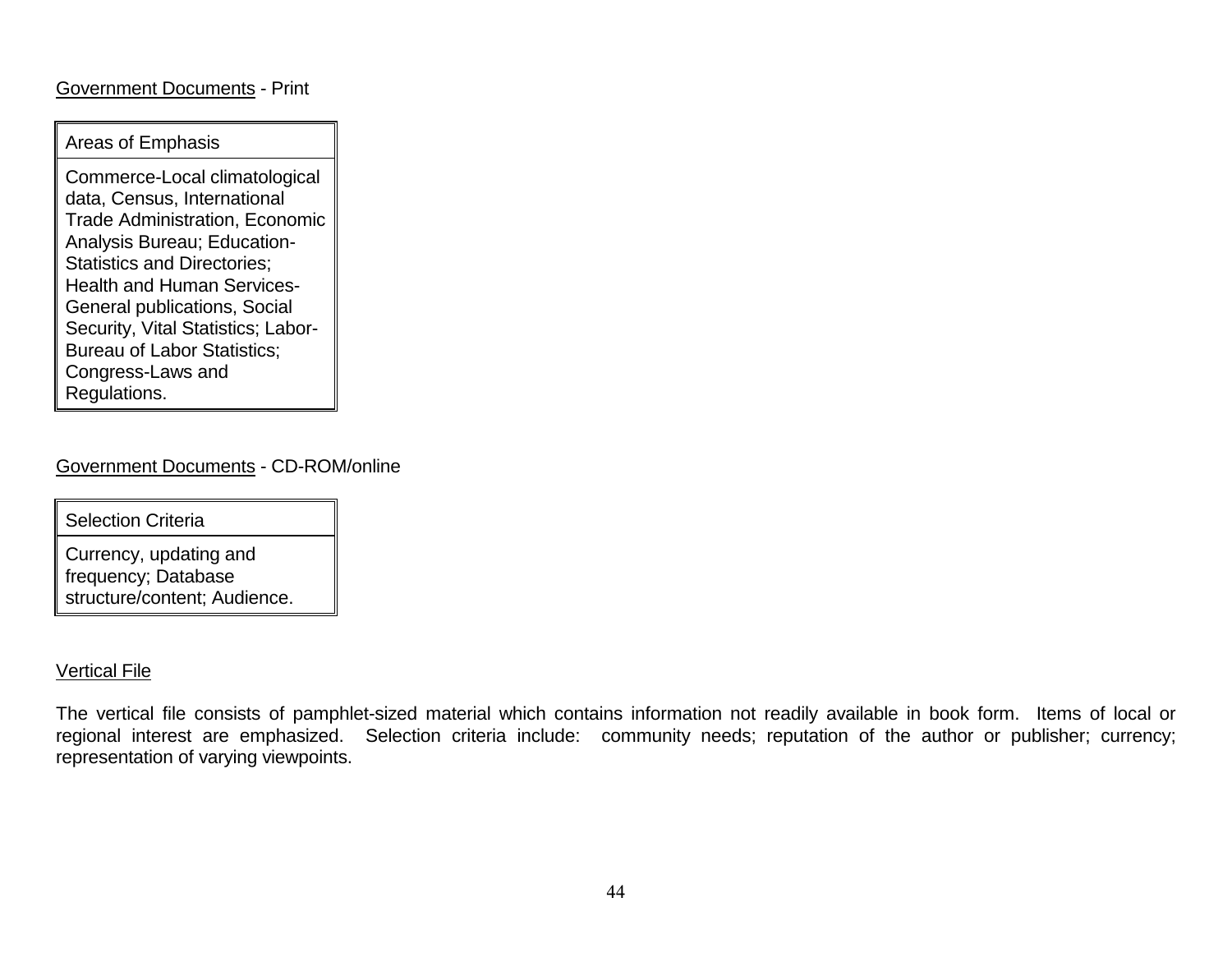Government Documents - Print

| Areas of Emphasis |
| --- |
| Commerce-Local climatological data, Census, International Trade Administration, Economic Analysis Bureau; Education-Statistics and Directories; Health and Human Services-General publications, Social Security, Vital Statistics; Labor-Bureau of Labor Statistics; Congress-Laws and Regulations. |

Government Documents - CD-ROM/online

| Selection Criteria |
| --- |
| Currency, updating and frequency; Database structure/content; Audience. |

Vertical File

The vertical file consists of pamphlet-sized material which contains information not readily available in book form. Items of local or regional interest are emphasized. Selection criteria include: community needs; reputation of the author or publisher; currency; representation of varying viewpoints.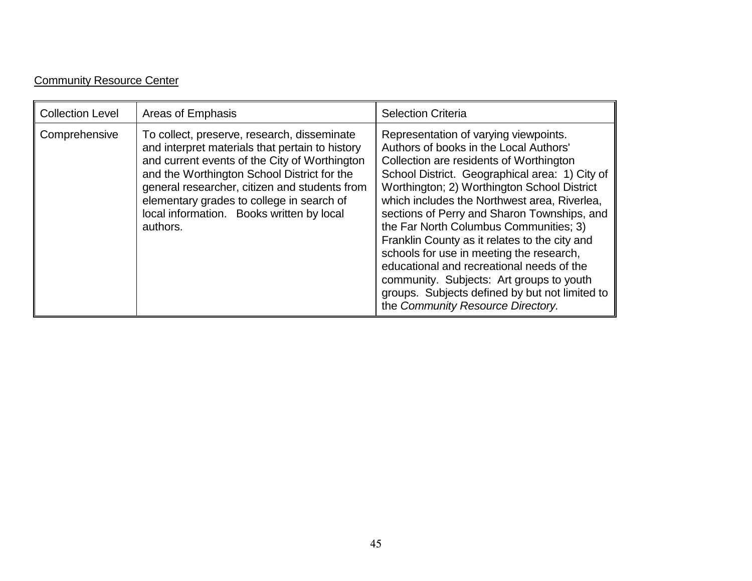Community Resource Center

| Collection Level | Areas of Emphasis | Selection Criteria |
|---|---|---|
| Comprehensive | To collect, preserve, research, disseminate and interpret materials that pertain to history and current events of the City of Worthington and the Worthington School District for the general researcher, citizen and students from elementary grades to college in search of local information. Books written by local authors. | Representation of varying viewpoints. Authors of books in the Local Authors' Collection are residents of Worthington School District. Geographical area: 1) City of Worthington; 2) Worthington School District which includes the Northwest area, Riverlea, sections of Perry and Sharon Townships, and the Far North Columbus Communities; 3) Franklin County as it relates to the city and schools for use in meeting the research, educational and recreational needs of the community. Subjects: Art groups to youth groups. Subjects defined by but not limited to the *Community Resource Directory.* |